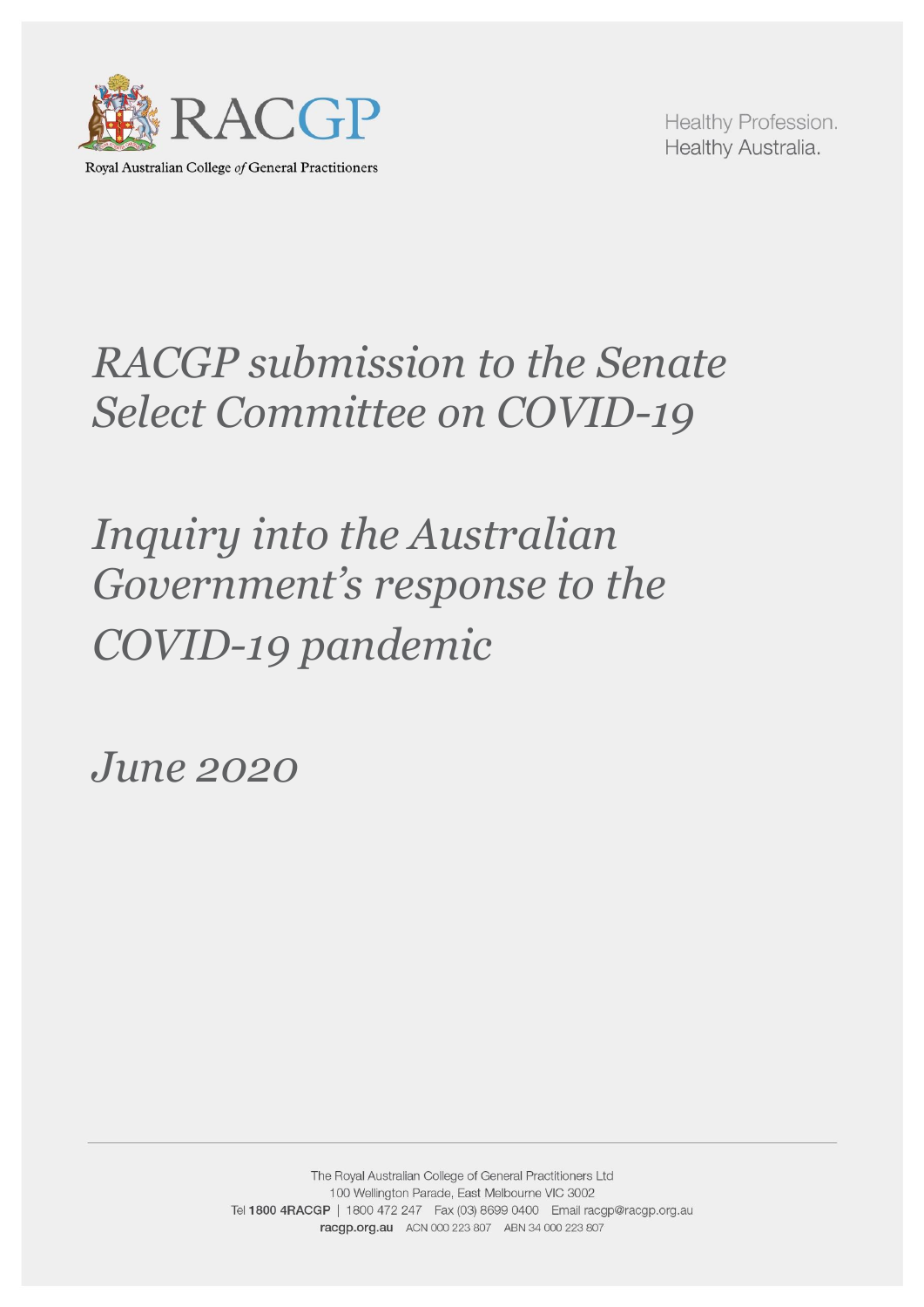RACGP

Royal Australian College *of* General Practitioners

Healthy Profession.
Healthy Australia.

# *RACGP submission to the Senate Select Committee on COVID-19*

# *Inquiry into the Australian Government's response to the COVID-19 pandemic*

*June 2020*

The Royal Australian College of General Practitioners Ltd
100 Wellington Parade, East Melbourne VIC 3002
Tel **1800 4RACGP** | 1800 472 247 Fax (03) 8699 0400 Email racgp@racgp.org.au
**racgp.org.au** ACN 000 223 807 ABN 34 000 223 807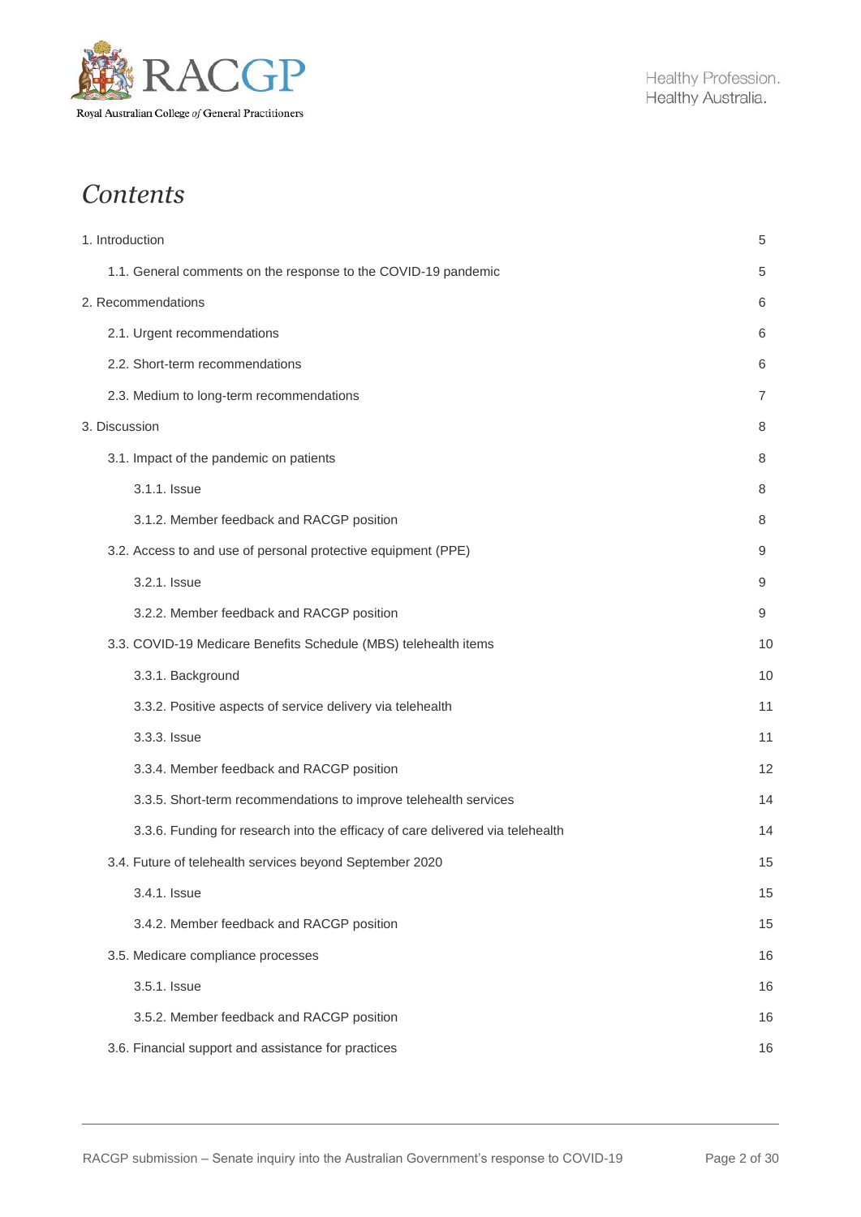# *Contents*

| | |
|---|---|
| 1. Introduction | 5 |
| 1.1. General comments on the response to the COVID-19 pandemic | 5 |
| 2. Recommendations | 6 |
| 2.1. Urgent recommendations | 6 |
| 2.2. Short-term recommendations | 6 |
| 2.3. Medium to long-term recommendations | 7 |
| 3. Discussion | 8 |
| 3.1. Impact of the pandemic on patients | 8 |
| 3.1.1. Issue | 8 |
| 3.1.2. Member feedback and RACGP position | 8 |
| 3.2. Access to and use of personal protective equipment (PPE) | 9 |
| 3.2.1. Issue | 9 |
| 3.2.2. Member feedback and RACGP position | 9 |
| 3.3. COVID-19 Medicare Benefits Schedule (MBS) telehealth items | 10 |
| 3.3.1. Background | 10 |
| 3.3.2. Positive aspects of service delivery via telehealth | 11 |
| 3.3.3. Issue | 11 |
| 3.3.4. Member feedback and RACGP position | 12 |
| 3.3.5. Short-term recommendations to improve telehealth services | 14 |
| 3.3.6. Funding for research into the efficacy of care delivered via telehealth | 14 |
| 3.4. Future of telehealth services beyond September 2020 | 15 |
| 3.4.1. Issue | 15 |
| 3.4.2. Member feedback and RACGP position | 15 |
| 3.5. Medicare compliance processes | 16 |
| 3.5.1. Issue | 16 |
| 3.5.2. Member feedback and RACGP position | 16 |
| 3.6. Financial support and assistance for practices | 16 |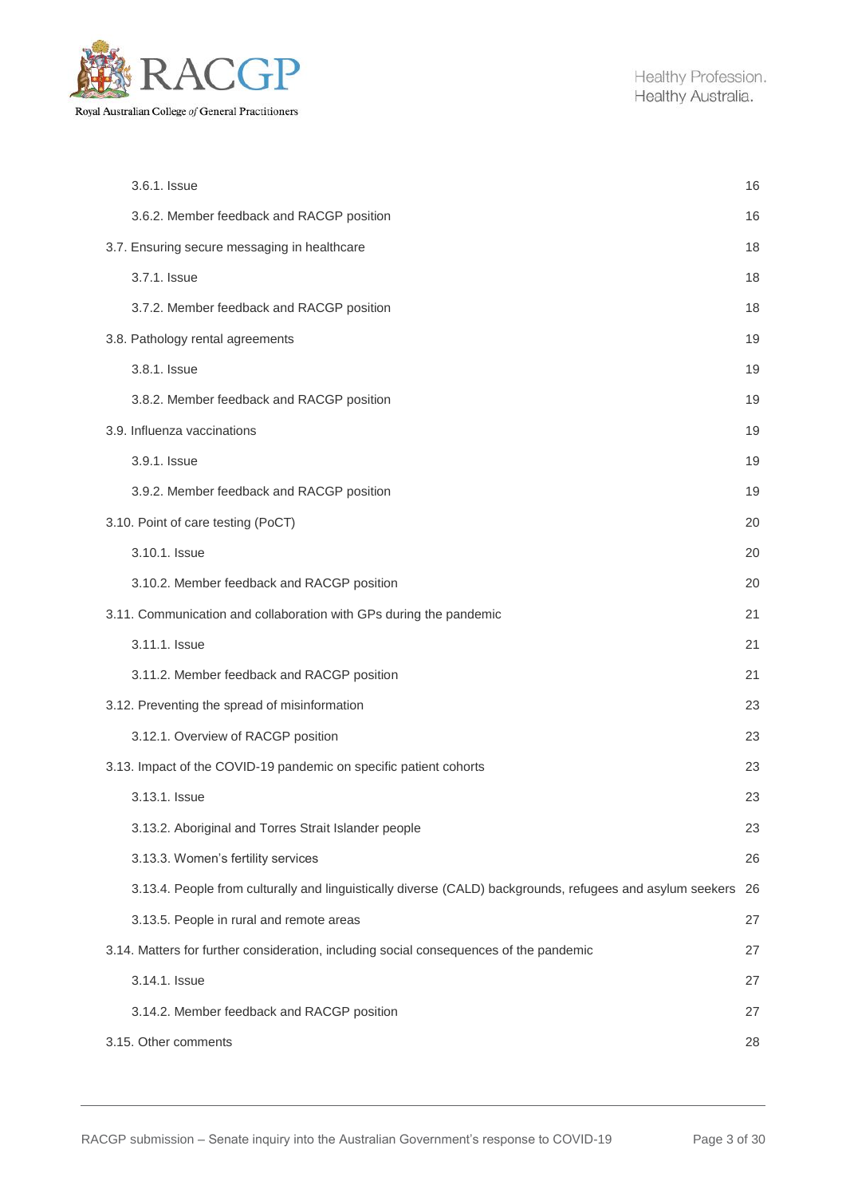| | |
|---|---|
| 3.6.1. Issue | 16 |
| 3.6.2. Member feedback and RACGP position | 16 |
| 3.7. Ensuring secure messaging in healthcare | 18 |
| 3.7.1. Issue | 18 |
| 3.7.2. Member feedback and RACGP position | 18 |
| 3.8. Pathology rental agreements | 19 |
| 3.8.1. Issue | 19 |
| 3.8.2. Member feedback and RACGP position | 19 |
| 3.9. Influenza vaccinations | 19 |
| 3.9.1. Issue | 19 |
| 3.9.2. Member feedback and RACGP position | 19 |
| 3.10. Point of care testing (PoCT) | 20 |
| 3.10.1. Issue | 20 |
| 3.10.2. Member feedback and RACGP position | 20 |
| 3.11. Communication and collaboration with GPs during the pandemic | 21 |
| 3.11.1. Issue | 21 |
| 3.11.2. Member feedback and RACGP position | 21 |
| 3.12. Preventing the spread of misinformation | 23 |
| 3.12.1. Overview of RACGP position | 23 |
| 3.13. Impact of the COVID-19 pandemic on specific patient cohorts | 23 |
| 3.13.1. Issue | 23 |
| 3.13.2. Aboriginal and Torres Strait Islander people | 23 |
| 3.13.3. Women's fertility services | 26 |
| 3.13.4. People from culturally and linguistically diverse (CALD) backgrounds, refugees and asylum seekers | 26 |
| 3.13.5. People in rural and remote areas | 27 |
| 3.14. Matters for further consideration, including social consequences of the pandemic | 27 |
| 3.14.1. Issue | 27 |
| 3.14.2. Member feedback and RACGP position | 27 |
| 3.15. Other comments | 28 |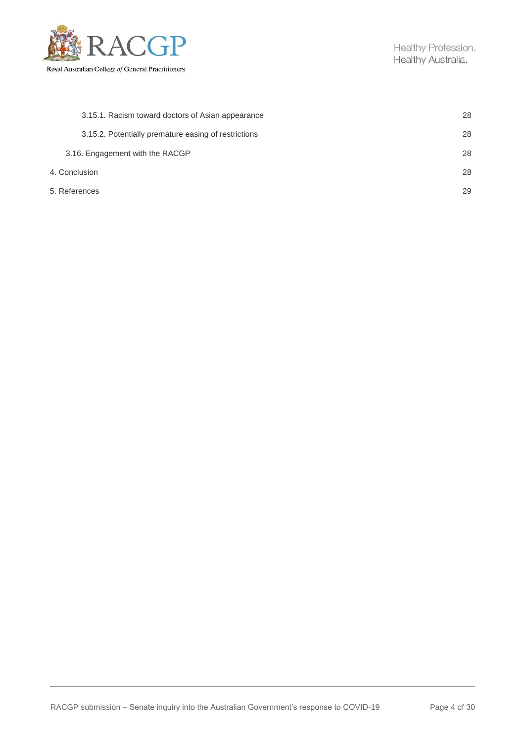3.15.1. Racism toward doctors of Asian appearance 28

3.15.2. Potentially premature easing of restrictions 28

3.16. Engagement with the RACGP 28

4. Conclusion 28

5. References 29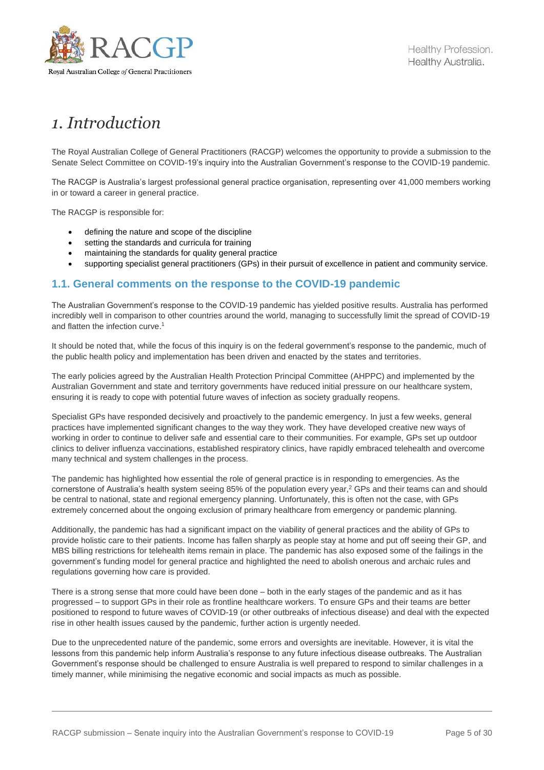# 1. Introduction

The Royal Australian College of General Practitioners (RACGP) welcomes the opportunity to provide a submission to the Senate Select Committee on COVID-19's inquiry into the Australian Government's response to the COVID-19 pandemic.

The RACGP is Australia's largest professional general practice organisation, representing over 41,000 members working in or toward a career in general practice.

The RACGP is responsible for:

- defining the nature and scope of the discipline
- setting the standards and curricula for training
- maintaining the standards for quality general practice
- supporting specialist general practitioners (GPs) in their pursuit of excellence in patient and community service.

## 1.1. General comments on the response to the COVID-19 pandemic

The Australian Government's response to the COVID-19 pandemic has yielded positive results. Australia has performed incredibly well in comparison to other countries around the world, managing to successfully limit the spread of COVID-19 and flatten the infection curve.[1]

It should be noted that, while the focus of this inquiry is on the federal government's response to the pandemic, much of the public health policy and implementation has been driven and enacted by the states and territories.

The early policies agreed by the Australian Health Protection Principal Committee (AHPPC) and implemented by the Australian Government and state and territory governments have reduced initial pressure on our healthcare system, ensuring it is ready to cope with potential future waves of infection as society gradually reopens.

Specialist GPs have responded decisively and proactively to the pandemic emergency. In just a few weeks, general practices have implemented significant changes to the way they work. They have developed creative new ways of working in order to continue to deliver safe and essential care to their communities. For example, GPs set up outdoor clinics to deliver influenza vaccinations, established respiratory clinics, have rapidly embraced telehealth and overcome many technical and system challenges in the process.

The pandemic has highlighted how essential the role of general practice is in responding to emergencies. As the cornerstone of Australia's health system seeing 85% of the population every year,[2] GPs and their teams can and should be central to national, state and regional emergency planning. Unfortunately, this is often not the case, with GPs extremely concerned about the ongoing exclusion of primary healthcare from emergency or pandemic planning.

Additionally, the pandemic has had a significant impact on the viability of general practices and the ability of GPs to provide holistic care to their patients. Income has fallen sharply as people stay at home and put off seeing their GP, and MBS billing restrictions for telehealth items remain in place. The pandemic has also exposed some of the failings in the government's funding model for general practice and highlighted the need to abolish onerous and archaic rules and regulations governing how care is provided.

There is a strong sense that more could have been done – both in the early stages of the pandemic and as it has progressed – to support GPs in their role as frontline healthcare workers. To ensure GPs and their teams are better positioned to respond to future waves of COVID-19 (or other outbreaks of infectious disease) and deal with the expected rise in other health issues caused by the pandemic, further action is urgently needed.

Due to the unprecedented nature of the pandemic, some errors and oversights are inevitable. However, it is vital the lessons from this pandemic help inform Australia's response to any future infectious disease outbreaks. The Australian Government's response should be challenged to ensure Australia is well prepared to respond to similar challenges in a timely manner, while minimising the negative economic and social impacts as much as possible.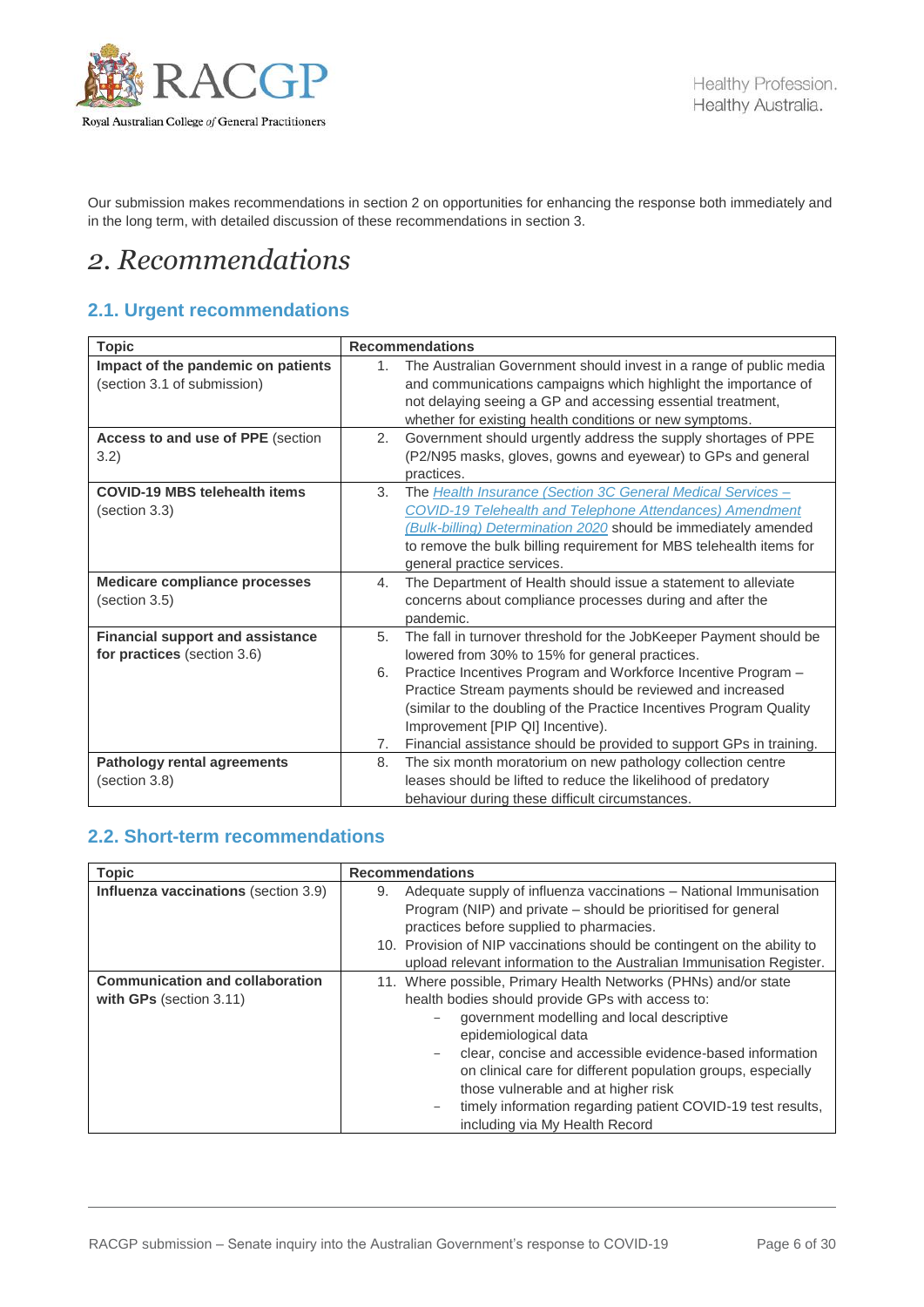Our submission makes recommendations in section 2 on opportunities for enhancing the response both immediately and in the long term, with detailed discussion of these recommendations in section 3.

# 2. Recommendations

## 2.1. Urgent recommendations

| Topic | Recommendations |
|---|---|
| **Impact of the pandemic on patients** (section 3.1 of submission) | 1. The Australian Government should invest in a range of public media and communications campaigns which highlight the importance of not delaying seeing a GP and accessing essential treatment, whether for existing health conditions or new symptoms. |
| **Access to and use of PPE** (section 3.2) | 2. Government should urgently address the supply shortages of PPE (P2/N95 masks, gloves, gowns and eyewear) to GPs and general practices. |
| **COVID-19 MBS telehealth items** (section 3.3) | 3. The *Health Insurance (Section 3C General Medical Services – COVID-19 Telehealth and Telephone Attendances) Amendment (Bulk-billing) Determination 2020* should be immediately amended to remove the bulk billing requirement for MBS telehealth items for general practice services. |
| **Medicare compliance processes** (section 3.5) | 4. The Department of Health should issue a statement to alleviate concerns about compliance processes during and after the pandemic. |
| **Financial support and assistance for practices** (section 3.6) | 5. The fall in turnover threshold for the JobKeeper Payment should be lowered from 30% to 15% for general practices.<br>6. Practice Incentives Program and Workforce Incentive Program – Practice Stream payments should be reviewed and increased (similar to the doubling of the Practice Incentives Program Quality Improvement [PIP QI] Incentive).<br>7. Financial assistance should be provided to support GPs in training. |
| **Pathology rental agreements** (section 3.8) | 8. The six month moratorium on new pathology collection centre leases should be lifted to reduce the likelihood of predatory behaviour during these difficult circumstances. |

## 2.2. Short-term recommendations

| Topic | Recommendations |
|---|---|
| **Influenza vaccinations** (section 3.9) | 9. Adequate supply of influenza vaccinations – National Immunisation Program (NIP) and private – should be prioritised for general practices before supplied to pharmacies.<br>10. Provision of NIP vaccinations should be contingent on the ability to upload relevant information to the Australian Immunisation Register. |
| **Communication and collaboration with GPs** (section 3.11) | 11. Where possible, Primary Health Networks (PHNs) and/or state health bodies should provide GPs with access to:<br>- government modelling and local descriptive epidemiological data<br>- clear, concise and accessible evidence-based information on clinical care for different population groups, especially those vulnerable and at higher risk<br>- timely information regarding patient COVID-19 test results, including via My Health Record |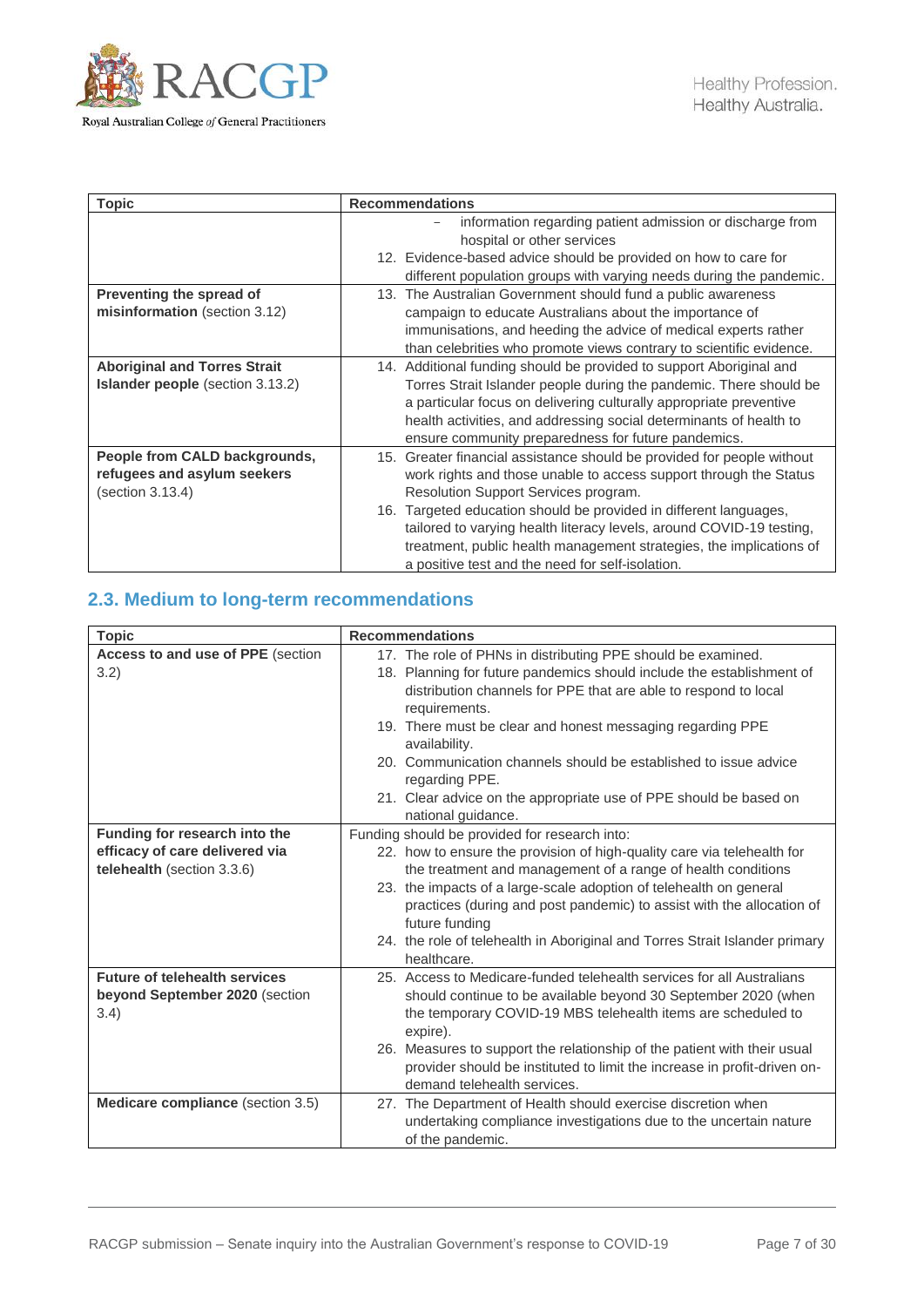| Topic | Recommendations |
|---|---|
| | – information regarding patient admission or discharge from hospital or other services<br>12. Evidence-based advice should be provided on how to care for different population groups with varying needs during the pandemic. |
| **Preventing the spread of misinformation** (section 3.12) | 13. The Australian Government should fund a public awareness campaign to educate Australians about the importance of immunisations, and heeding the advice of medical experts rather than celebrities who promote views contrary to scientific evidence. |
| **Aboriginal and Torres Strait Islander people** (section 3.13.2) | 14. Additional funding should be provided to support Aboriginal and Torres Strait Islander people during the pandemic. There should be a particular focus on delivering culturally appropriate preventive health activities, and addressing social determinants of health to ensure community preparedness for future pandemics. |
| **People from CALD backgrounds, refugees and asylum seekers** (section 3.13.4) | 15. Greater financial assistance should be provided for people without work rights and those unable to access support through the Status Resolution Support Services program.<br>16. Targeted education should be provided in different languages, tailored to varying health literacy levels, around COVID-19 testing, treatment, public health management strategies, the implications of a positive test and the need for self-isolation. |

## 2.3. Medium to long-term recommendations

| Topic | Recommendations |
|---|---|
| **Access to and use of PPE** (section 3.2) | 17. The role of PHNs in distributing PPE should be examined.<br>18. Planning for future pandemics should include the establishment of distribution channels for PPE that are able to respond to local requirements.<br>19. There must be clear and honest messaging regarding PPE availability.<br>20. Communication channels should be established to issue advice regarding PPE.<br>21. Clear advice on the appropriate use of PPE should be based on national guidance. |
| **Funding for research into the efficacy of care delivered via telehealth** (section 3.3.6) | Funding should be provided for research into:<br>22. how to ensure the provision of high-quality care via telehealth for the treatment and management of a range of health conditions<br>23. the impacts of a large-scale adoption of telehealth on general practices (during and post pandemic) to assist with the allocation of future funding<br>24. the role of telehealth in Aboriginal and Torres Strait Islander primary healthcare. |
| **Future of telehealth services beyond September 2020** (section 3.4) | 25. Access to Medicare-funded telehealth services for all Australians should continue to be available beyond 30 September 2020 (when the temporary COVID-19 MBS telehealth items are scheduled to expire).<br>26. Measures to support the relationship of the patient with their usual provider should be instituted to limit the increase in profit-driven on-demand telehealth services. |
| **Medicare compliance** (section 3.5) | 27. The Department of Health should exercise discretion when undertaking compliance investigations due to the uncertain nature of the pandemic. |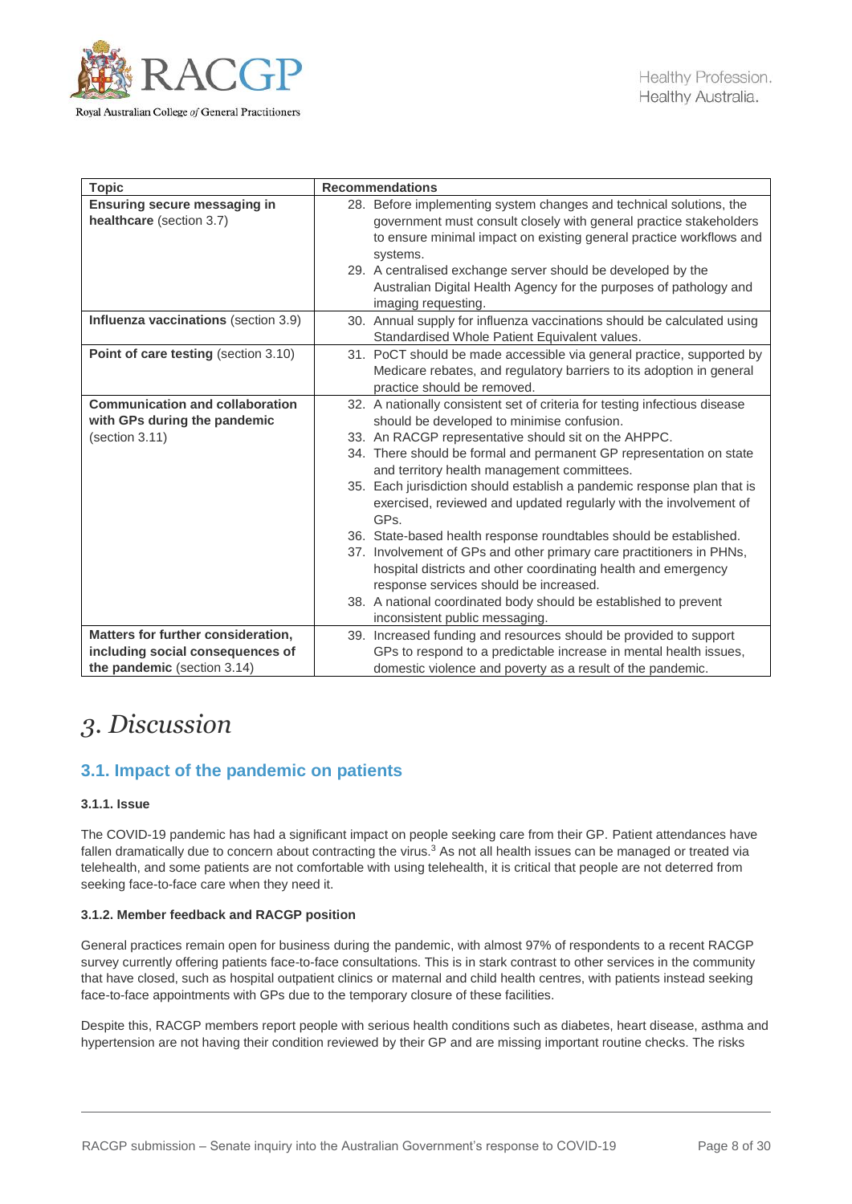| Topic | Recommendations |
| --- | --- |
| **Ensuring secure messaging in healthcare** (section 3.7) | 28. Before implementing system changes and technical solutions, the government must consult closely with general practice stakeholders to ensure minimal impact on existing general practice workflows and systems.<br>29. A centralised exchange server should be developed by the Australian Digital Health Agency for the purposes of pathology and imaging requesting. |
| **Influenza vaccinations** (section 3.9) | 30. Annual supply for influenza vaccinations should be calculated using Standardised Whole Patient Equivalent values. |
| **Point of care testing** (section 3.10) | 31. PoCT should be made accessible via general practice, supported by Medicare rebates, and regulatory barriers to its adoption in general practice should be removed. |
| **Communication and collaboration with GPs during the pandemic** (section 3.11) | 32. A nationally consistent set of criteria for testing infectious disease should be developed to minimise confusion.<br>33. An RACGP representative should sit on the AHPPC.<br>34. There should be formal and permanent GP representation on state and territory health management committees.<br>35. Each jurisdiction should establish a pandemic response plan that is exercised, reviewed and updated regularly with the involvement of GPs.<br>36. State-based health response roundtables should be established.<br>37. Involvement of GPs and other primary care practitioners in PHNs, hospital districts and other coordinating health and emergency response services should be increased.<br>38. A national coordinated body should be established to prevent inconsistent public messaging. |
| **Matters for further consideration, including social consequences of the pandemic** (section 3.14) | 39. Increased funding and resources should be provided to support GPs to respond to a predictable increase in mental health issues, domestic violence and poverty as a result of the pandemic. |

# *3. Discussion*

## 3.1. Impact of the pandemic on patients

### 3.1.1. Issue

The COVID-19 pandemic has had a significant impact on people seeking care from their GP. Patient attendances have fallen dramatically due to concern about contracting the virus.[3] As not all health issues can be managed or treated via telehealth, and some patients are not comfortable with using telehealth, it is critical that people are not deterred from seeking face-to-face care when they need it.

### 3.1.2. Member feedback and RACGP position

General practices remain open for business during the pandemic, with almost 97% of respondents to a recent RACGP survey currently offering patients face-to-face consultations. This is in stark contrast to other services in the community that have closed, such as hospital outpatient clinics or maternal and child health centres, with patients instead seeking face-to-face appointments with GPs due to the temporary closure of these facilities.

Despite this, RACGP members report people with serious health conditions such as diabetes, heart disease, asthma and hypertension are not having their condition reviewed by their GP and are missing important routine checks. The risks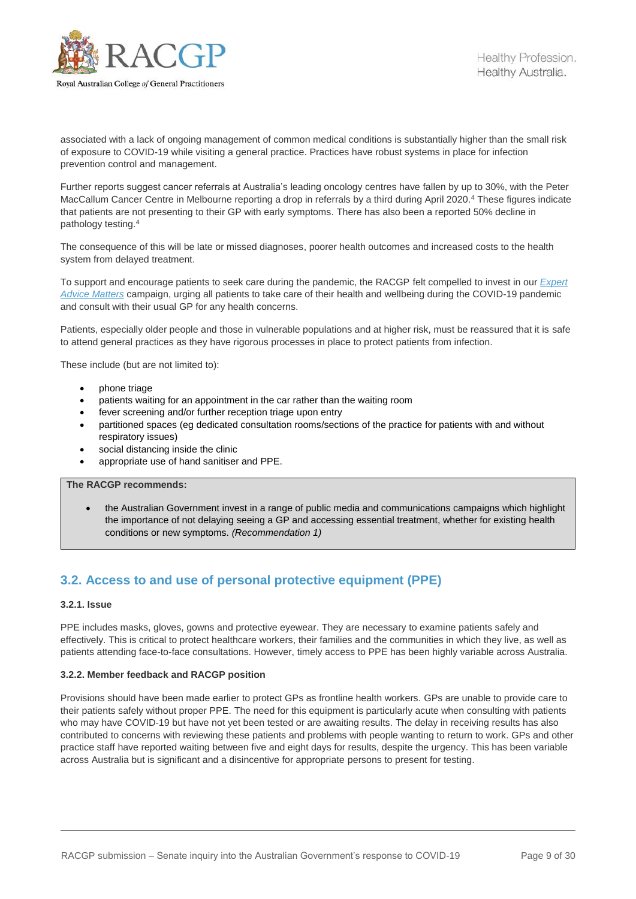associated with a lack of ongoing management of common medical conditions is substantially higher than the small risk of exposure to COVID-19 while visiting a general practice. Practices have robust systems in place for infection prevention control and management.

Further reports suggest cancer referrals at Australia's leading oncology centres have fallen by up to 30%, with the Peter MacCallum Cancer Centre in Melbourne reporting a drop in referrals by a third during April 2020.[4] These figures indicate that patients are not presenting to their GP with early symptoms. There has also been a reported 50% decline in pathology testing.[4]

The consequence of this will be late or missed diagnoses, poorer health outcomes and increased costs to the health system from delayed treatment.

To support and encourage patients to seek care during the pandemic, the RACGP felt compelled to invest in our *Expert Advice Matters* campaign, urging all patients to take care of their health and wellbeing during the COVID-19 pandemic and consult with their usual GP for any health concerns.

Patients, especially older people and those in vulnerable populations and at higher risk, must be reassured that it is safe to attend general practices as they have rigorous processes in place to protect patients from infection.

These include (but are not limited to):

- phone triage
- patients waiting for an appointment in the car rather than the waiting room
- fever screening and/or further reception triage upon entry
- partitioned spaces (eg dedicated consultation rooms/sections of the practice for patients with and without respiratory issues)
- social distancing inside the clinic
- appropriate use of hand sanitiser and PPE.

**The RACGP recommends:**

- the Australian Government invest in a range of public media and communications campaigns which highlight the importance of not delaying seeing a GP and accessing essential treatment, whether for existing health conditions or new symptoms. *(Recommendation 1)*

## 3.2. Access to and use of personal protective equipment (PPE)

#### 3.2.1. Issue

PPE includes masks, gloves, gowns and protective eyewear. They are necessary to examine patients safely and effectively. This is critical to protect healthcare workers, their families and the communities in which they live, as well as patients attending face-to-face consultations. However, timely access to PPE has been highly variable across Australia.

#### 3.2.2. Member feedback and RACGP position

Provisions should have been made earlier to protect GPs as frontline health workers. GPs are unable to provide care to their patients safely without proper PPE. The need for this equipment is particularly acute when consulting with patients who may have COVID-19 but have not yet been tested or are awaiting results. The delay in receiving results has also contributed to concerns with reviewing these patients and problems with people wanting to return to work. GPs and other practice staff have reported waiting between five and eight days for results, despite the urgency. This has been variable across Australia but is significant and a disincentive for appropriate persons to present for testing.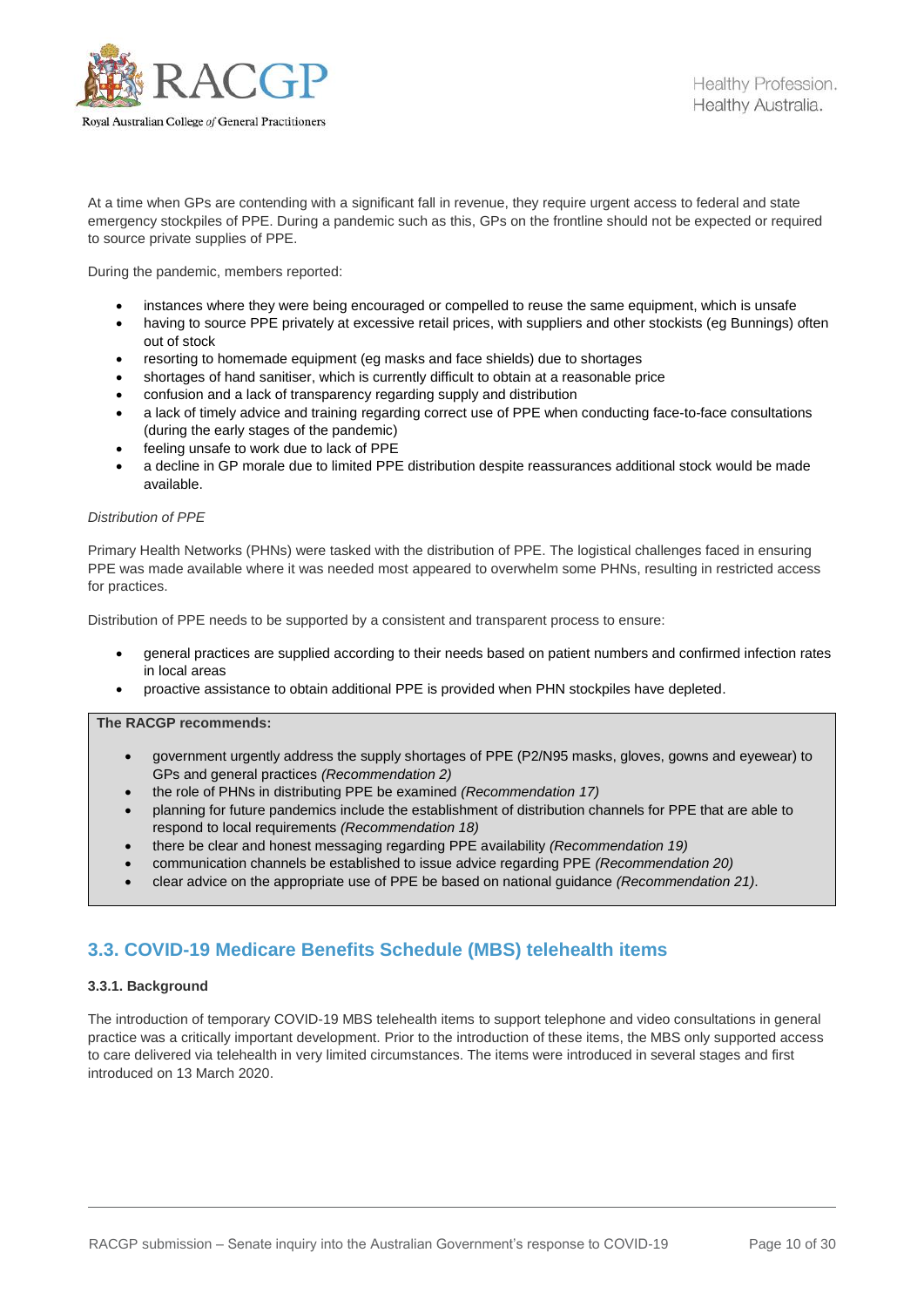At a time when GPs are contending with a significant fall in revenue, they require urgent access to federal and state emergency stockpiles of PPE. During a pandemic such as this, GPs on the frontline should not be expected or required to source private supplies of PPE.

During the pandemic, members reported:

- instances where they were being encouraged or compelled to reuse the same equipment, which is unsafe
- having to source PPE privately at excessive retail prices, with suppliers and other stockists (eg Bunnings) often out of stock
- resorting to homemade equipment (eg masks and face shields) due to shortages
- shortages of hand sanitiser, which is currently difficult to obtain at a reasonable price
- confusion and a lack of transparency regarding supply and distribution
- a lack of timely advice and training regarding correct use of PPE when conducting face-to-face consultations (during the early stages of the pandemic)
- feeling unsafe to work due to lack of PPE
- a decline in GP morale due to limited PPE distribution despite reassurances additional stock would be made available.

*Distribution of PPE*

Primary Health Networks (PHNs) were tasked with the distribution of PPE. The logistical challenges faced in ensuring PPE was made available where it was needed most appeared to overwhelm some PHNs, resulting in restricted access for practices.

Distribution of PPE needs to be supported by a consistent and transparent process to ensure:

- general practices are supplied according to their needs based on patient numbers and confirmed infection rates in local areas
- proactive assistance to obtain additional PPE is provided when PHN stockpiles have depleted.

**The RACGP recommends:**

- government urgently address the supply shortages of PPE (P2/N95 masks, gloves, gowns and eyewear) to GPs and general practices *(Recommendation 2)*
- the role of PHNs in distributing PPE be examined *(Recommendation 17)*
- planning for future pandemics include the establishment of distribution channels for PPE that are able to respond to local requirements *(Recommendation 18)*
- there be clear and honest messaging regarding PPE availability *(Recommendation 19)*
- communication channels be established to issue advice regarding PPE *(Recommendation 20)*
- clear advice on the appropriate use of PPE be based on national guidance *(Recommendation 21)*.

## 3.3. COVID-19 Medicare Benefits Schedule (MBS) telehealth items

#### 3.3.1. Background

The introduction of temporary COVID-19 MBS telehealth items to support telephone and video consultations in general practice was a critically important development. Prior to the introduction of these items, the MBS only supported access to care delivered via telehealth in very limited circumstances. The items were introduced in several stages and first introduced on 13 March 2020.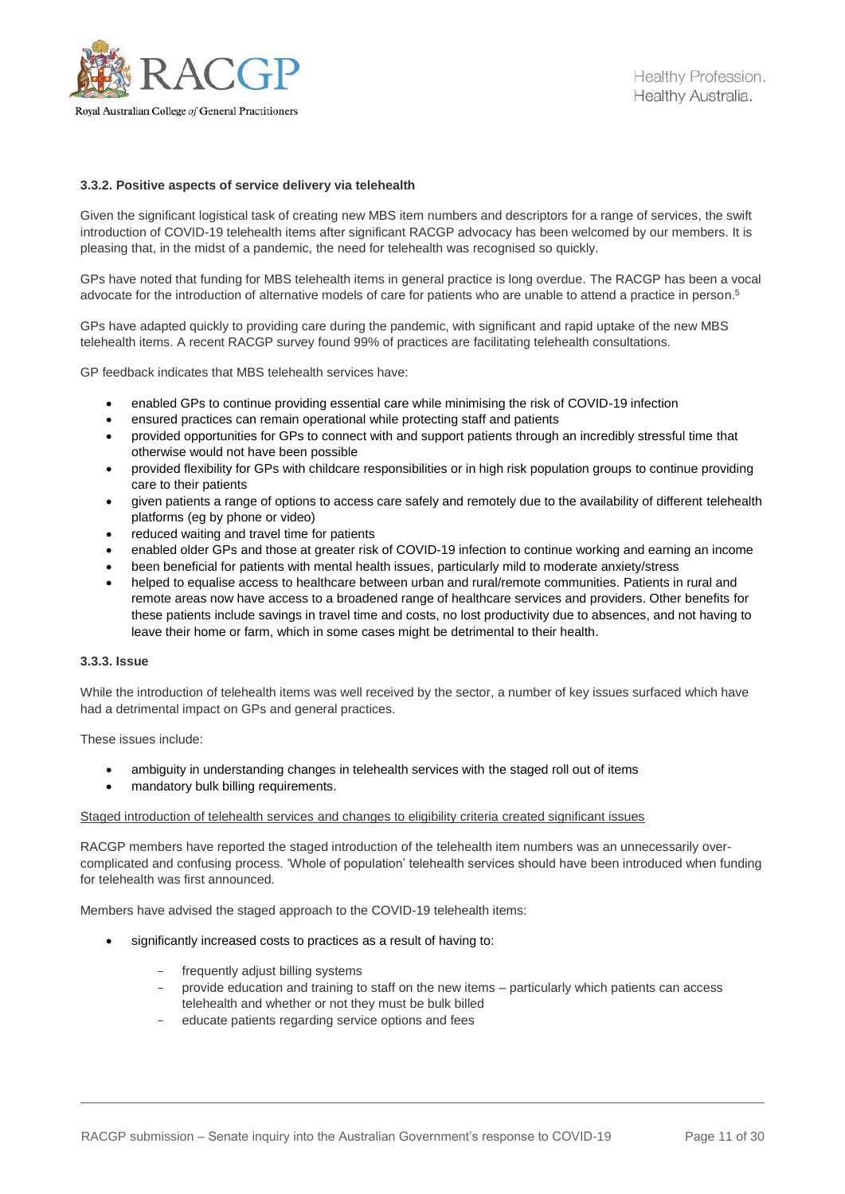### 3.3.2. Positive aspects of service delivery via telehealth

Given the significant logistical task of creating new MBS item numbers and descriptors for a range of services, the swift introduction of COVID-19 telehealth items after significant RACGP advocacy has been welcomed by our members. It is pleasing that, in the midst of a pandemic, the need for telehealth was recognised so quickly.

GPs have noted that funding for MBS telehealth items in general practice is long overdue. The RACGP has been a vocal advocate for the introduction of alternative models of care for patients who are unable to attend a practice in person.[5]

GPs have adapted quickly to providing care during the pandemic, with significant and rapid uptake of the new MBS telehealth items. A recent RACGP survey found 99% of practices are facilitating telehealth consultations.

GP feedback indicates that MBS telehealth services have:

- enabled GPs to continue providing essential care while minimising the risk of COVID-19 infection
- ensured practices can remain operational while protecting staff and patients
- provided opportunities for GPs to connect with and support patients through an incredibly stressful time that otherwise would not have been possible
- provided flexibility for GPs with childcare responsibilities or in high risk population groups to continue providing care to their patients
- given patients a range of options to access care safely and remotely due to the availability of different telehealth platforms (eg by phone or video)
- reduced waiting and travel time for patients
- enabled older GPs and those at greater risk of COVID-19 infection to continue working and earning an income
- been beneficial for patients with mental health issues, particularly mild to moderate anxiety/stress
- helped to equalise access to healthcare between urban and rural/remote communities. Patients in rural and remote areas now have access to a broadened range of healthcare services and providers. Other benefits for these patients include savings in travel time and costs, no lost productivity due to absences, and not having to leave their home or farm, which in some cases might be detrimental to their health.

### 3.3.3. Issue

While the introduction of telehealth items was well received by the sector, a number of key issues surfaced which have had a detrimental impact on GPs and general practices.

These issues include:

- ambiguity in understanding changes in telehealth services with the staged roll out of items
- mandatory bulk billing requirements.

<u>Staged introduction of telehealth services and changes to eligibility criteria created significant issues</u>

RACGP members have reported the staged introduction of the telehealth item numbers was an unnecessarily over-complicated and confusing process. 'Whole of population' telehealth services should have been introduced when funding for telehealth was first announced.

Members have advised the staged approach to the COVID-19 telehealth items:

- significantly increased costs to practices as a result of having to:
  - frequently adjust billing systems
  - provide education and training to staff on the new items – particularly which patients can access telehealth and whether or not they must be bulk billed
  - educate patients regarding service options and fees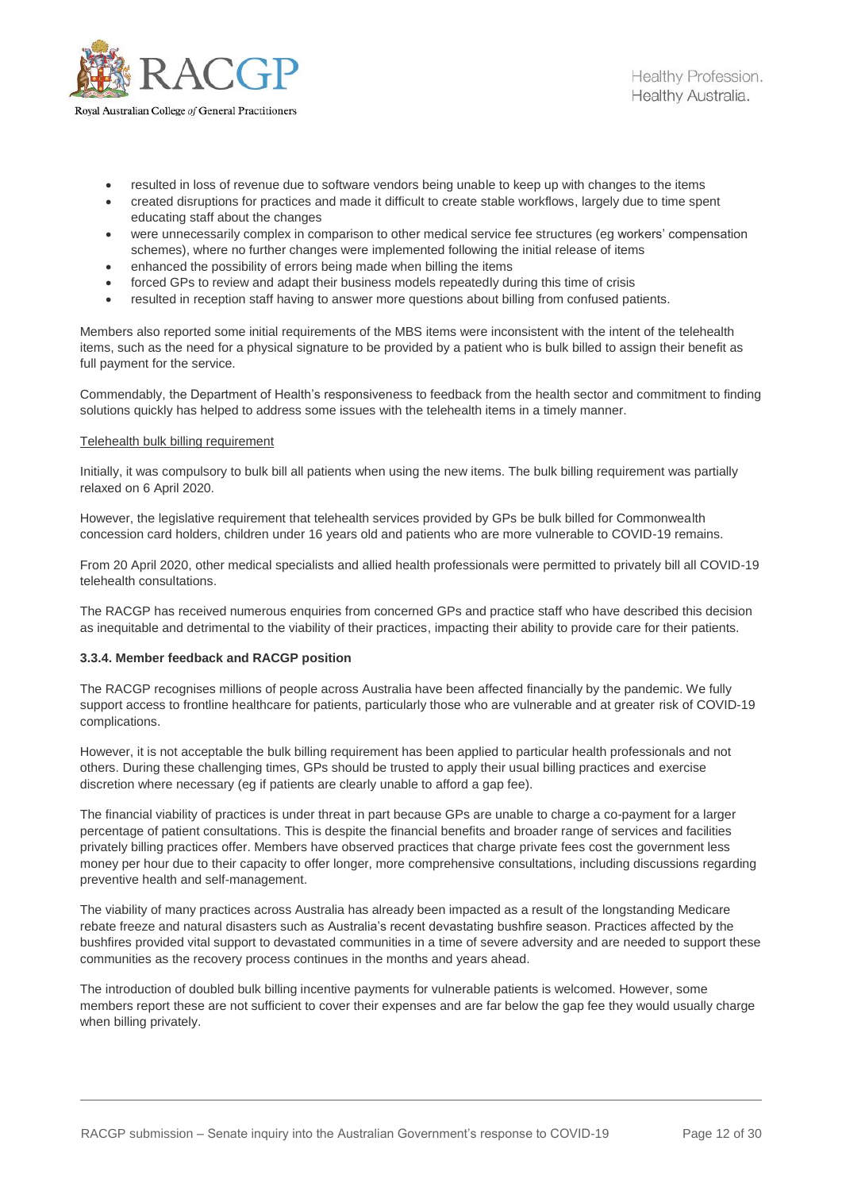- resulted in loss of revenue due to software vendors being unable to keep up with changes to the items
- created disruptions for practices and made it difficult to create stable workflows, largely due to time spent educating staff about the changes
- were unnecessarily complex in comparison to other medical service fee structures (eg workers' compensation schemes), where no further changes were implemented following the initial release of items
- enhanced the possibility of errors being made when billing the items
- forced GPs to review and adapt their business models repeatedly during this time of crisis
- resulted in reception staff having to answer more questions about billing from confused patients.

Members also reported some initial requirements of the MBS items were inconsistent with the intent of the telehealth items, such as the need for a physical signature to be provided by a patient who is bulk billed to assign their benefit as full payment for the service.

Commendably, the Department of Health's responsiveness to feedback from the health sector and commitment to finding solutions quickly has helped to address some issues with the telehealth items in a timely manner.

<u>Telehealth bulk billing requirement</u>

Initially, it was compulsory to bulk bill all patients when using the new items. The bulk billing requirement was partially relaxed on 6 April 2020.

However, the legislative requirement that telehealth services provided by GPs be bulk billed for Commonwealth concession card holders, children under 16 years old and patients who are more vulnerable to COVID-19 remains.

From 20 April 2020, other medical specialists and allied health professionals were permitted to privately bill all COVID-19 telehealth consultations.

The RACGP has received numerous enquiries from concerned GPs and practice staff who have described this decision as inequitable and detrimental to the viability of their practices, impacting their ability to provide care for their patients.

#### 3.3.4. Member feedback and RACGP position

The RACGP recognises millions of people across Australia have been affected financially by the pandemic. We fully support access to frontline healthcare for patients, particularly those who are vulnerable and at greater risk of COVID-19 complications.

However, it is not acceptable the bulk billing requirement has been applied to particular health professionals and not others. During these challenging times, GPs should be trusted to apply their usual billing practices and exercise discretion where necessary (eg if patients are clearly unable to afford a gap fee).

The financial viability of practices is under threat in part because GPs are unable to charge a co-payment for a larger percentage of patient consultations. This is despite the financial benefits and broader range of services and facilities privately billing practices offer. Members have observed practices that charge private fees cost the government less money per hour due to their capacity to offer longer, more comprehensive consultations, including discussions regarding preventive health and self-management.

The viability of many practices across Australia has already been impacted as a result of the longstanding Medicare rebate freeze and natural disasters such as Australia's recent devastating bushfire season. Practices affected by the bushfires provided vital support to devastated communities in a time of severe adversity and are needed to support these communities as the recovery process continues in the months and years ahead.

The introduction of doubled bulk billing incentive payments for vulnerable patients is welcomed. However, some members report these are not sufficient to cover their expenses and are far below the gap fee they would usually charge when billing privately.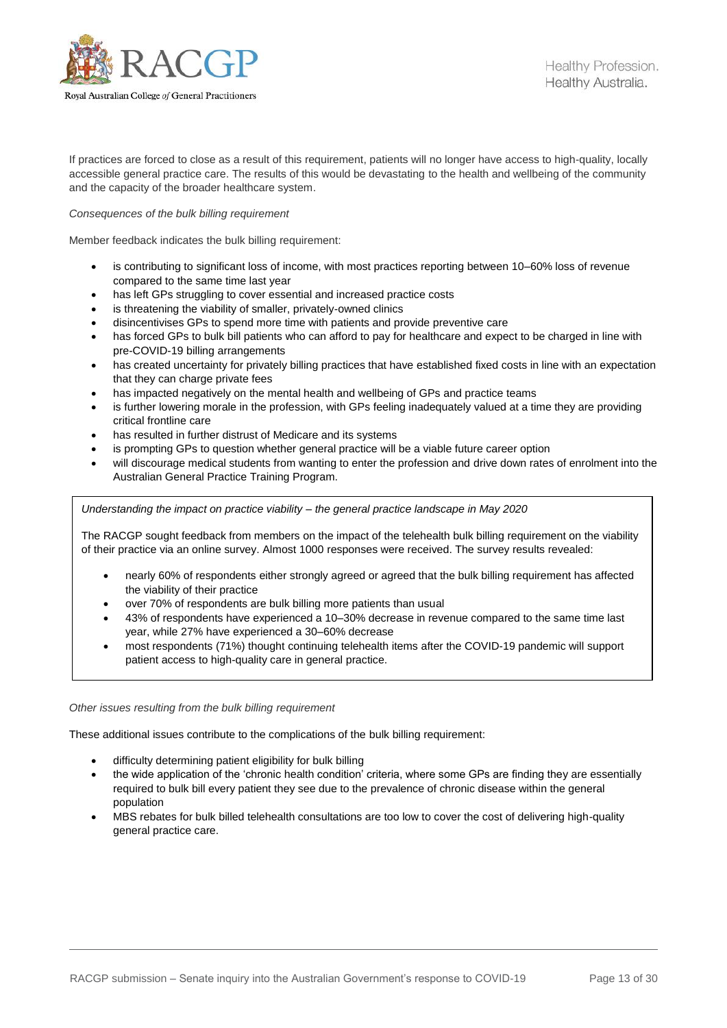If practices are forced to close as a result of this requirement, patients will no longer have access to high-quality, locally accessible general practice care. The results of this would be devastating to the health and wellbeing of the community and the capacity of the broader healthcare system.

*Consequences of the bulk billing requirement*

Member feedback indicates the bulk billing requirement:

- is contributing to significant loss of income, with most practices reporting between 10–60% loss of revenue compared to the same time last year
- has left GPs struggling to cover essential and increased practice costs
- is threatening the viability of smaller, privately-owned clinics
- disincentivises GPs to spend more time with patients and provide preventive care
- has forced GPs to bulk bill patients who can afford to pay for healthcare and expect to be charged in line with pre-COVID-19 billing arrangements
- has created uncertainty for privately billing practices that have established fixed costs in line with an expectation that they can charge private fees
- has impacted negatively on the mental health and wellbeing of GPs and practice teams
- is further lowering morale in the profession, with GPs feeling inadequately valued at a time they are providing critical frontline care
- has resulted in further distrust of Medicare and its systems
- is prompting GPs to question whether general practice will be a viable future career option
- will discourage medical students from wanting to enter the profession and drive down rates of enrolment into the Australian General Practice Training Program.

*Understanding the impact on practice viability – the general practice landscape in May 2020*

The RACGP sought feedback from members on the impact of the telehealth bulk billing requirement on the viability of their practice via an online survey. Almost 1000 responses were received. The survey results revealed:

- nearly 60% of respondents either strongly agreed or agreed that the bulk billing requirement has affected the viability of their practice
- over 70% of respondents are bulk billing more patients than usual
- 43% of respondents have experienced a 10–30% decrease in revenue compared to the same time last year, while 27% have experienced a 30–60% decrease
- most respondents (71%) thought continuing telehealth items after the COVID-19 pandemic will support patient access to high-quality care in general practice.

*Other issues resulting from the bulk billing requirement*

These additional issues contribute to the complications of the bulk billing requirement:

- difficulty determining patient eligibility for bulk billing
- the wide application of the 'chronic health condition' criteria, where some GPs are finding they are essentially required to bulk bill every patient they see due to the prevalence of chronic disease within the general population
- MBS rebates for bulk billed telehealth consultations are too low to cover the cost of delivering high-quality general practice care.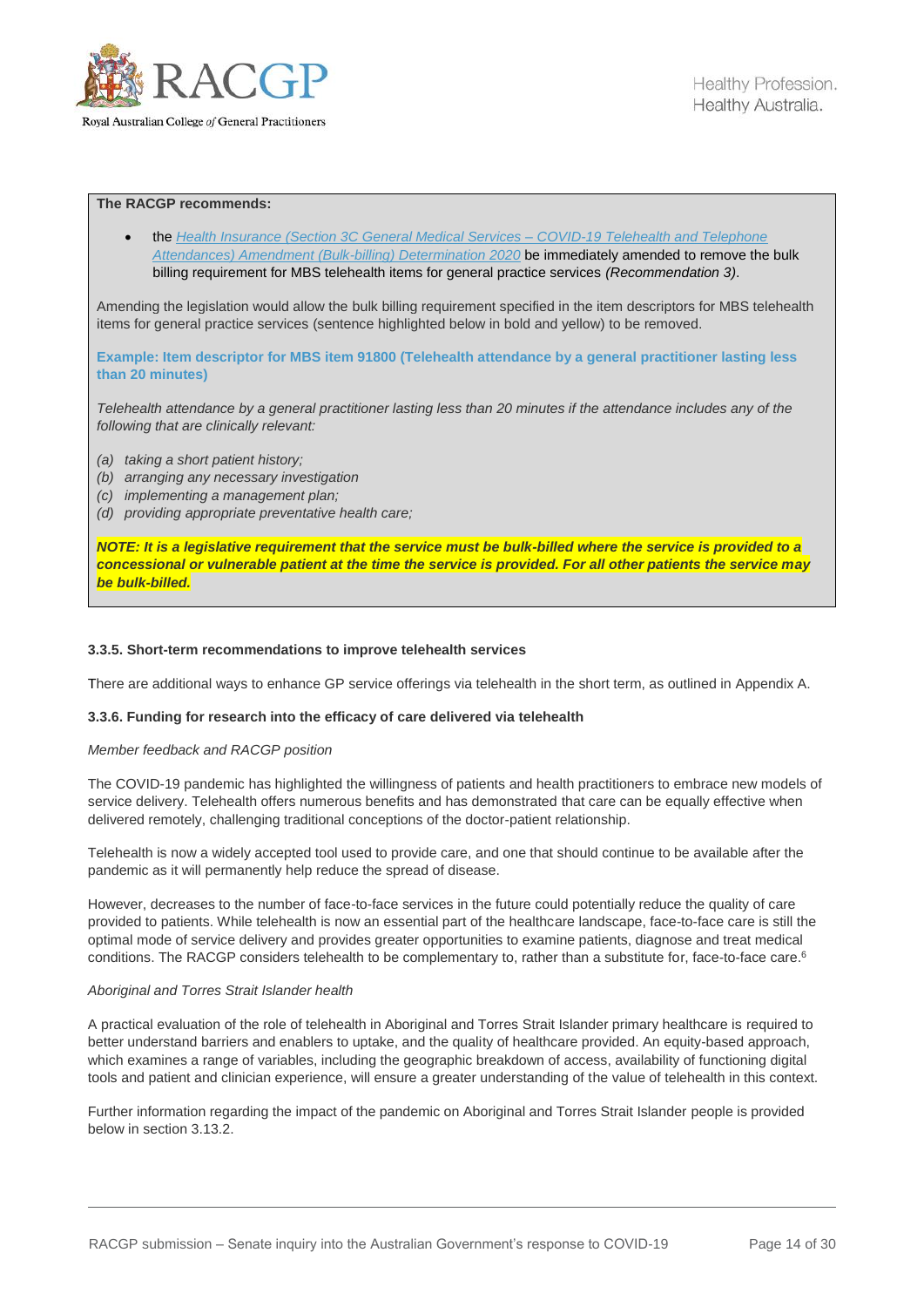**The RACGP recommends:**

- the *Health Insurance (Section 3C General Medical Services – COVID-19 Telehealth and Telephone Attendances) Amendment (Bulk-billing) Determination 2020* be immediately amended to remove the bulk billing requirement for MBS telehealth items for general practice services *(Recommendation 3)*.

Amending the legislation would allow the bulk billing requirement specified in the item descriptors for MBS telehealth items for general practice services (sentence highlighted below in bold and yellow) to be removed.

**Example: Item descriptor for MBS item 91800 (Telehealth attendance by a general practitioner lasting less than 20 minutes)**

*Telehealth attendance by a general practitioner lasting less than 20 minutes if the attendance includes any of the following that are clinically relevant:*

*(a) taking a short patient history;*
*(b) arranging any necessary investigation*
*(c) implementing a management plan;*
*(d) providing appropriate preventative health care;*

***NOTE: It is a legislative requirement that the service must be bulk-billed where the service is provided to a concessional or vulnerable patient at the time the service is provided. For all other patients the service may be bulk-billed.***

#### 3.3.5. Short-term recommendations to improve telehealth services

There are additional ways to enhance GP service offerings via telehealth in the short term, as outlined in Appendix A.

#### 3.3.6. Funding for research into the efficacy of care delivered via telehealth

*Member feedback and RACGP position*

The COVID-19 pandemic has highlighted the willingness of patients and health practitioners to embrace new models of service delivery. Telehealth offers numerous benefits and has demonstrated that care can be equally effective when delivered remotely, challenging traditional conceptions of the doctor-patient relationship.

Telehealth is now a widely accepted tool used to provide care, and one that should continue to be available after the pandemic as it will permanently help reduce the spread of disease.

However, decreases to the number of face-to-face services in the future could potentially reduce the quality of care provided to patients. While telehealth is now an essential part of the healthcare landscape, face-to-face care is still the optimal mode of service delivery and provides greater opportunities to examine patients, diagnose and treat medical conditions. The RACGP considers telehealth to be complementary to, rather than a substitute for, face-to-face care.[6]

*Aboriginal and Torres Strait Islander health*

A practical evaluation of the role of telehealth in Aboriginal and Torres Strait Islander primary healthcare is required to better understand barriers and enablers to uptake, and the quality of healthcare provided. An equity-based approach, which examines a range of variables, including the geographic breakdown of access, availability of functioning digital tools and patient and clinician experience, will ensure a greater understanding of the value of telehealth in this context.

Further information regarding the impact of the pandemic on Aboriginal and Torres Strait Islander people is provided below in section 3.13.2.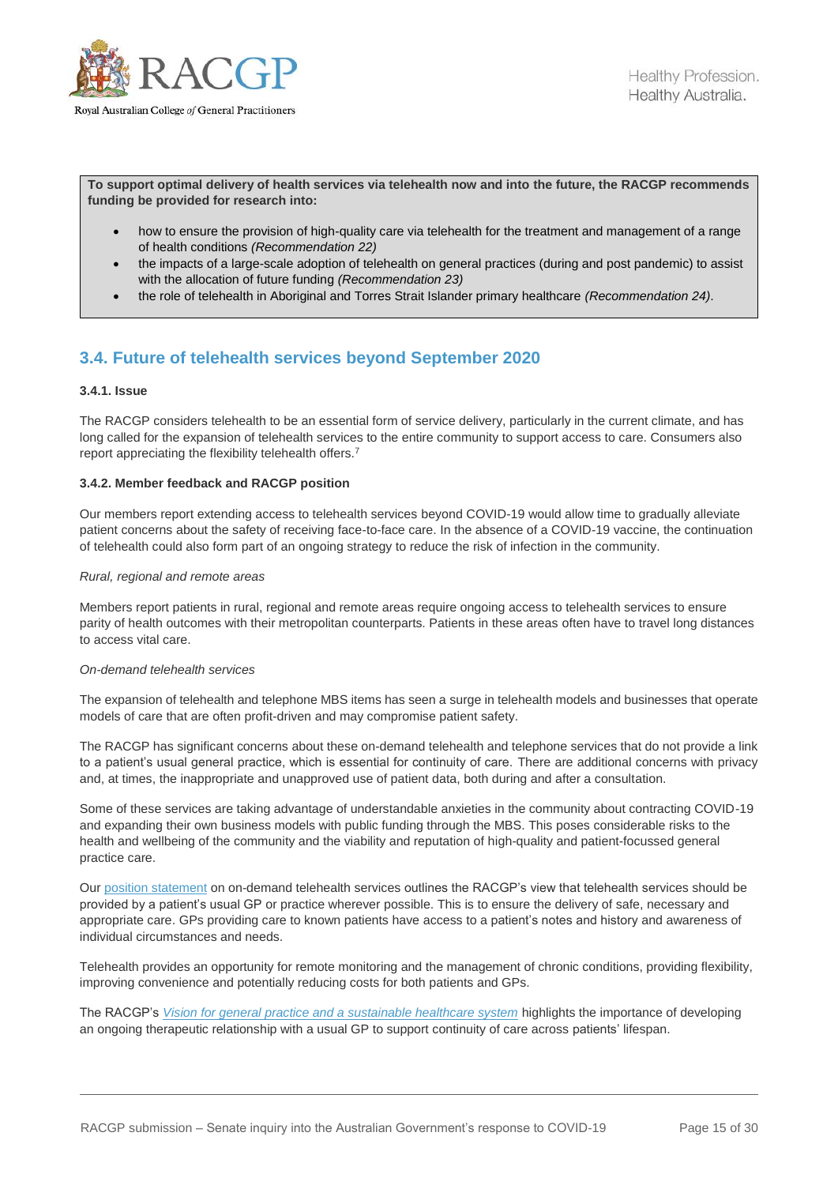**To support optimal delivery of health services via telehealth now and into the future, the RACGP recommends funding be provided for research into:**

- how to ensure the provision of high-quality care via telehealth for the treatment and management of a range of health conditions *(Recommendation 22)*
- the impacts of a large-scale adoption of telehealth on general practices (during and post pandemic) to assist with the allocation of future funding *(Recommendation 23)*
- the role of telehealth in Aboriginal and Torres Strait Islander primary healthcare *(Recommendation 24)*.

## 3.4. Future of telehealth services beyond September 2020

### 3.4.1. Issue

The RACGP considers telehealth to be an essential form of service delivery, particularly in the current climate, and has long called for the expansion of telehealth services to the entire community to support access to care. Consumers also report appreciating the flexibility telehealth offers.[7]

### 3.4.2. Member feedback and RACGP position

Our members report extending access to telehealth services beyond COVID-19 would allow time to gradually alleviate patient concerns about the safety of receiving face-to-face care. In the absence of a COVID-19 vaccine, the continuation of telehealth could also form part of an ongoing strategy to reduce the risk of infection in the community.

*Rural, regional and remote areas*

Members report patients in rural, regional and remote areas require ongoing access to telehealth services to ensure parity of health outcomes with their metropolitan counterparts. Patients in these areas often have to travel long distances to access vital care.

*On-demand telehealth services*

The expansion of telehealth and telephone MBS items has seen a surge in telehealth models and businesses that operate models of care that are often profit-driven and may compromise patient safety.

The RACGP has significant concerns about these on-demand telehealth and telephone services that do not provide a link to a patient's usual general practice, which is essential for continuity of care. There are additional concerns with privacy and, at times, the inappropriate and unapproved use of patient data, both during and after a consultation.

Some of these services are taking advantage of understandable anxieties in the community about contracting COVID-19 and expanding their own business models with public funding through the MBS. This poses considerable risks to the health and wellbeing of the community and the viability and reputation of high-quality and patient-focussed general practice care.

Our position statement on on-demand telehealth services outlines the RACGP's view that telehealth services should be provided by a patient's usual GP or practice wherever possible. This is to ensure the delivery of safe, necessary and appropriate care. GPs providing care to known patients have access to a patient's notes and history and awareness of individual circumstances and needs.

Telehealth provides an opportunity for remote monitoring and the management of chronic conditions, providing flexibility, improving convenience and potentially reducing costs for both patients and GPs.

The RACGP's *Vision for general practice and a sustainable healthcare system* highlights the importance of developing an ongoing therapeutic relationship with a usual GP to support continuity of care across patients' lifespan.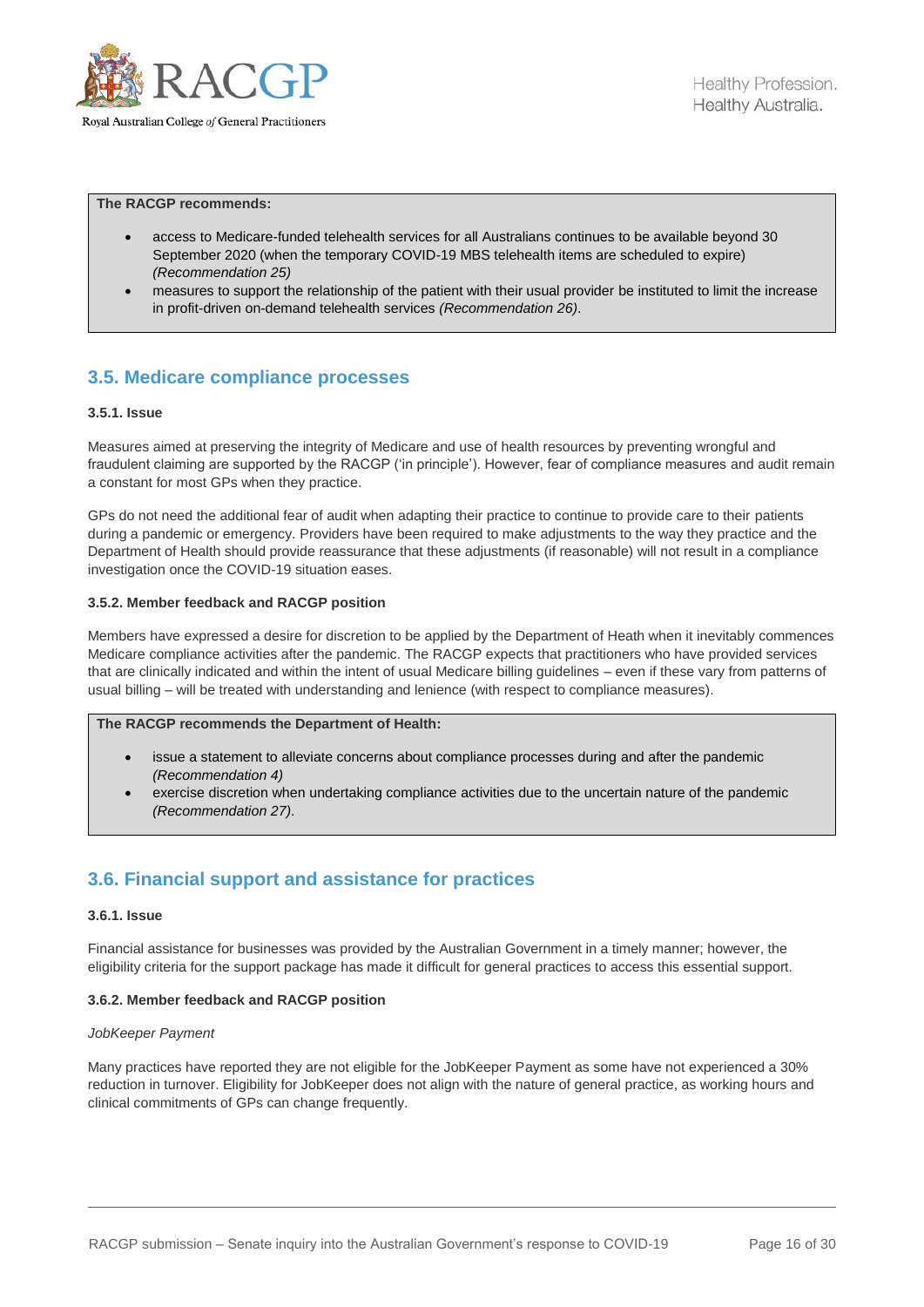**The RACGP recommends:**

- access to Medicare-funded telehealth services for all Australians continues to be available beyond 30 September 2020 (when the temporary COVID-19 MBS telehealth items are scheduled to expire) *(Recommendation 25)*
- measures to support the relationship of the patient with their usual provider be instituted to limit the increase in profit-driven on-demand telehealth services *(Recommendation 26)*.

## 3.5. Medicare compliance processes

### 3.5.1. Issue

Measures aimed at preserving the integrity of Medicare and use of health resources by preventing wrongful and fraudulent claiming are supported by the RACGP ('in principle'). However, fear of compliance measures and audit remain a constant for most GPs when they practice.

GPs do not need the additional fear of audit when adapting their practice to continue to provide care to their patients during a pandemic or emergency. Providers have been required to make adjustments to the way they practice and the Department of Health should provide reassurance that these adjustments (if reasonable) will not result in a compliance investigation once the COVID-19 situation eases.

### 3.5.2. Member feedback and RACGP position

Members have expressed a desire for discretion to be applied by the Department of Heath when it inevitably commences Medicare compliance activities after the pandemic. The RACGP expects that practitioners who have provided services that are clinically indicated and within the intent of usual Medicare billing guidelines – even if these vary from patterns of usual billing – will be treated with understanding and lenience (with respect to compliance measures).

**The RACGP recommends the Department of Health:**

- issue a statement to alleviate concerns about compliance processes during and after the pandemic *(Recommendation 4)*
- exercise discretion when undertaking compliance activities due to the uncertain nature of the pandemic *(Recommendation 27)*.

## 3.6. Financial support and assistance for practices

### 3.6.1. Issue

Financial assistance for businesses was provided by the Australian Government in a timely manner; however, the eligibility criteria for the support package has made it difficult for general practices to access this essential support.

### 3.6.2. Member feedback and RACGP position

*JobKeeper Payment*

Many practices have reported they are not eligible for the JobKeeper Payment as some have not experienced a 30% reduction in turnover. Eligibility for JobKeeper does not align with the nature of general practice, as working hours and clinical commitments of GPs can change frequently.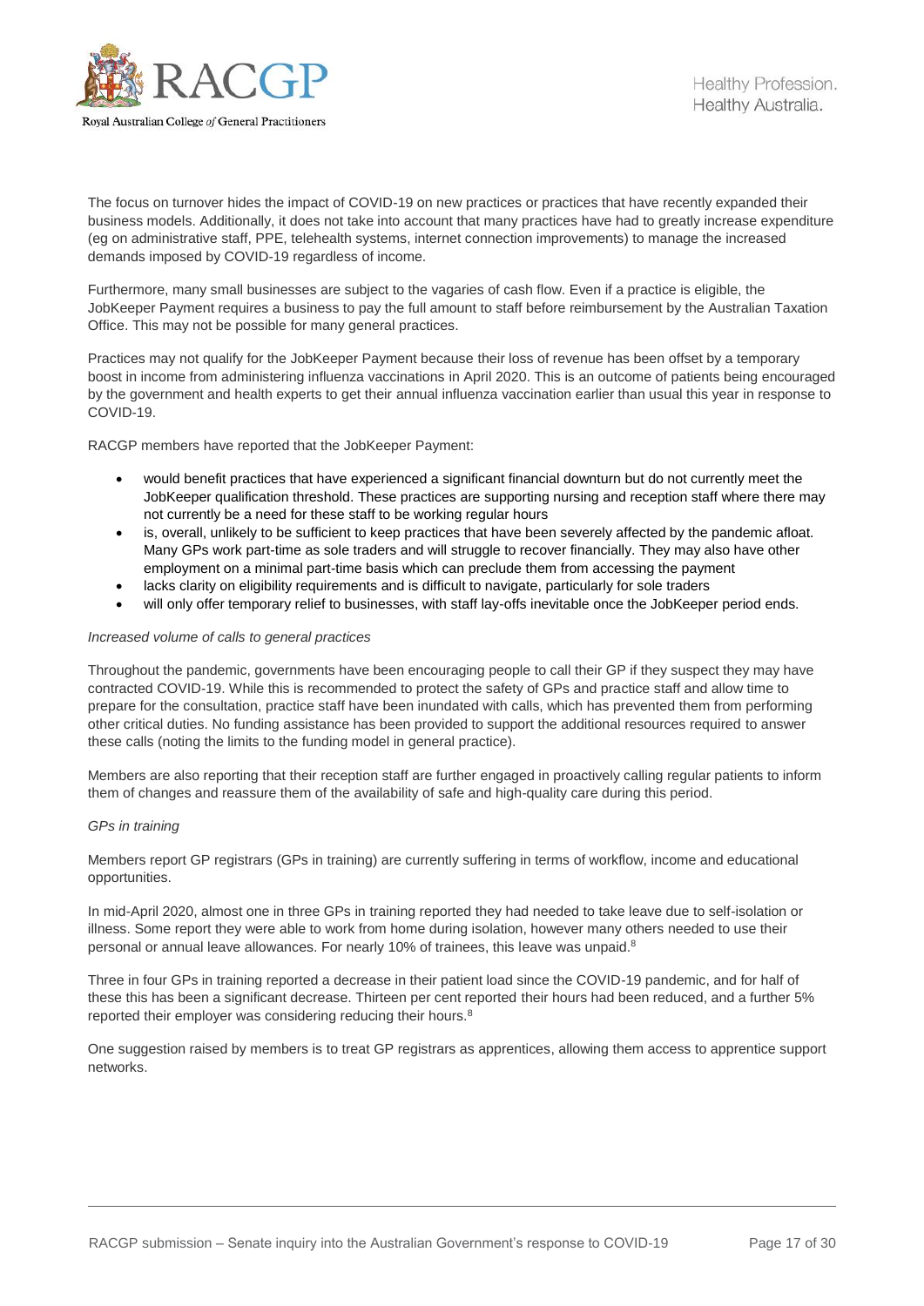The focus on turnover hides the impact of COVID-19 on new practices or practices that have recently expanded their business models. Additionally, it does not take into account that many practices have had to greatly increase expenditure (eg on administrative staff, PPE, telehealth systems, internet connection improvements) to manage the increased demands imposed by COVID-19 regardless of income.

Furthermore, many small businesses are subject to the vagaries of cash flow. Even if a practice is eligible, the JobKeeper Payment requires a business to pay the full amount to staff before reimbursement by the Australian Taxation Office. This may not be possible for many general practices.

Practices may not qualify for the JobKeeper Payment because their loss of revenue has been offset by a temporary boost in income from administering influenza vaccinations in April 2020. This is an outcome of patients being encouraged by the government and health experts to get their annual influenza vaccination earlier than usual this year in response to COVID-19.

RACGP members have reported that the JobKeeper Payment:

- would benefit practices that have experienced a significant financial downturn but do not currently meet the JobKeeper qualification threshold. These practices are supporting nursing and reception staff where there may not currently be a need for these staff to be working regular hours
- is, overall, unlikely to be sufficient to keep practices that have been severely affected by the pandemic afloat. Many GPs work part-time as sole traders and will struggle to recover financially. They may also have other employment on a minimal part-time basis which can preclude them from accessing the payment
- lacks clarity on eligibility requirements and is difficult to navigate, particularly for sole traders
- will only offer temporary relief to businesses, with staff lay-offs inevitable once the JobKeeper period ends.

*Increased volume of calls to general practices*

Throughout the pandemic, governments have been encouraging people to call their GP if they suspect they may have contracted COVID-19. While this is recommended to protect the safety of GPs and practice staff and allow time to prepare for the consultation, practice staff have been inundated with calls, which has prevented them from performing other critical duties. No funding assistance has been provided to support the additional resources required to answer these calls (noting the limits to the funding model in general practice).

Members are also reporting that their reception staff are further engaged in proactively calling regular patients to inform them of changes and reassure them of the availability of safe and high-quality care during this period.

*GPs in training*

Members report GP registrars (GPs in training) are currently suffering in terms of workflow, income and educational opportunities.

In mid-April 2020, almost one in three GPs in training reported they had needed to take leave due to self-isolation or illness. Some report they were able to work from home during isolation, however many others needed to use their personal or annual leave allowances. For nearly 10% of trainees, this leave was unpaid.[8]

Three in four GPs in training reported a decrease in their patient load since the COVID-19 pandemic, and for half of these this has been a significant decrease. Thirteen per cent reported their hours had been reduced, and a further 5% reported their employer was considering reducing their hours.[8]

One suggestion raised by members is to treat GP registrars as apprentices, allowing them access to apprentice support networks.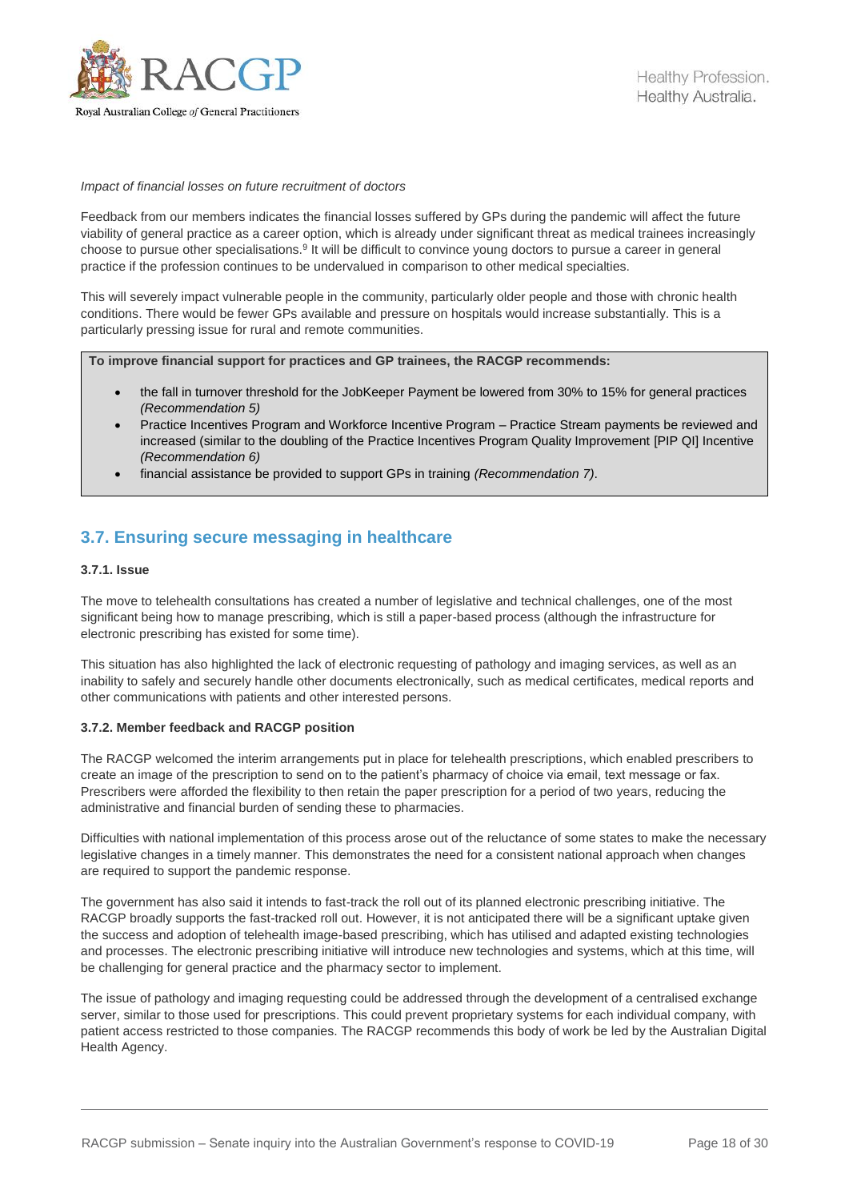*Impact of financial losses on future recruitment of doctors*

Feedback from our members indicates the financial losses suffered by GPs during the pandemic will affect the future viability of general practice as a career option, which is already under significant threat as medical trainees increasingly choose to pursue other specialisations.[9] It will be difficult to convince young doctors to pursue a career in general practice if the profession continues to be undervalued in comparison to other medical specialties.

This will severely impact vulnerable people in the community, particularly older people and those with chronic health conditions. There would be fewer GPs available and pressure on hospitals would increase substantially. This is a particularly pressing issue for rural and remote communities.

**To improve financial support for practices and GP trainees, the RACGP recommends:**

- the fall in turnover threshold for the JobKeeper Payment be lowered from 30% to 15% for general practices *(Recommendation 5)*
- Practice Incentives Program and Workforce Incentive Program – Practice Stream payments be reviewed and increased (similar to the doubling of the Practice Incentives Program Quality Improvement [PIP QI] Incentive *(Recommendation 6)*
- financial assistance be provided to support GPs in training *(Recommendation 7)*.

## 3.7. Ensuring secure messaging in healthcare

### 3.7.1. Issue

The move to telehealth consultations has created a number of legislative and technical challenges, one of the most significant being how to manage prescribing, which is still a paper-based process (although the infrastructure for electronic prescribing has existed for some time).

This situation has also highlighted the lack of electronic requesting of pathology and imaging services, as well as an inability to safely and securely handle other documents electronically, such as medical certificates, medical reports and other communications with patients and other interested persons.

### 3.7.2. Member feedback and RACGP position

The RACGP welcomed the interim arrangements put in place for telehealth prescriptions, which enabled prescribers to create an image of the prescription to send on to the patient's pharmacy of choice via email, text message or fax. Prescribers were afforded the flexibility to then retain the paper prescription for a period of two years, reducing the administrative and financial burden of sending these to pharmacies.

Difficulties with national implementation of this process arose out of the reluctance of some states to make the necessary legislative changes in a timely manner. This demonstrates the need for a consistent national approach when changes are required to support the pandemic response.

The government has also said it intends to fast-track the roll out of its planned electronic prescribing initiative. The RACGP broadly supports the fast-tracked roll out. However, it is not anticipated there will be a significant uptake given the success and adoption of telehealth image-based prescribing, which has utilised and adapted existing technologies and processes. The electronic prescribing initiative will introduce new technologies and systems, which at this time, will be challenging for general practice and the pharmacy sector to implement.

The issue of pathology and imaging requesting could be addressed through the development of a centralised exchange server, similar to those used for prescriptions. This could prevent proprietary systems for each individual company, with patient access restricted to those companies. The RACGP recommends this body of work be led by the Australian Digital Health Agency.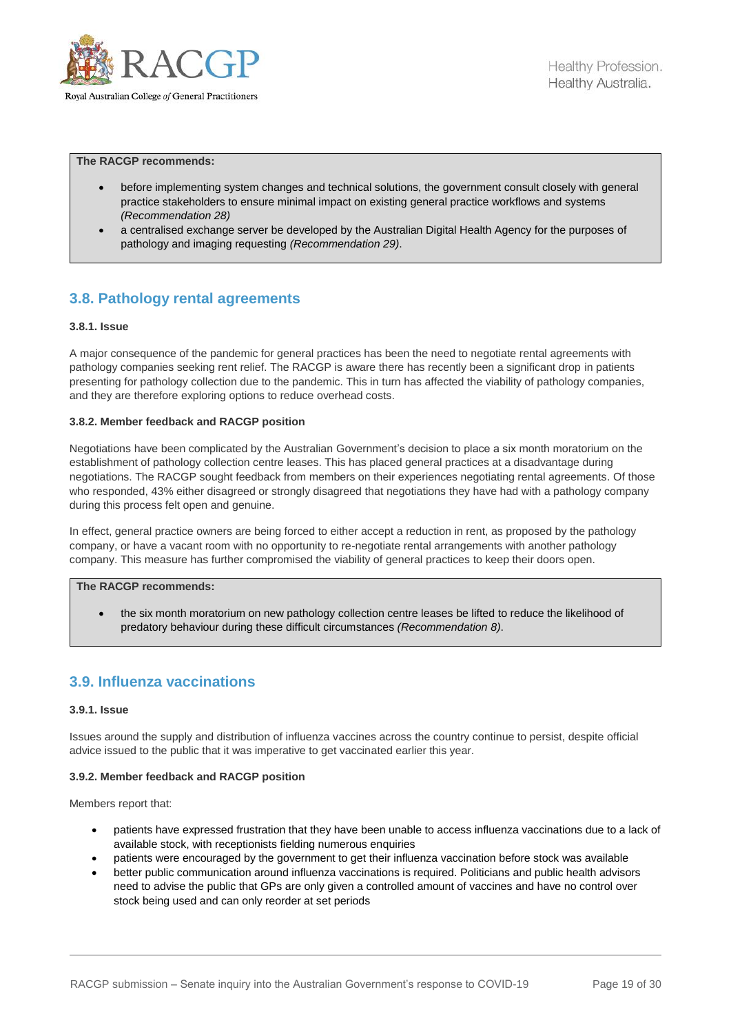**The RACGP recommends:**

- before implementing system changes and technical solutions, the government consult closely with general practice stakeholders to ensure minimal impact on existing general practice workflows and systems *(Recommendation 28)*
- a centralised exchange server be developed by the Australian Digital Health Agency for the purposes of pathology and imaging requesting *(Recommendation 29)*.

## 3.8. Pathology rental agreements

### 3.8.1. Issue

A major consequence of the pandemic for general practices has been the need to negotiate rental agreements with pathology companies seeking rent relief. The RACGP is aware there has recently been a significant drop in patients presenting for pathology collection due to the pandemic. This in turn has affected the viability of pathology companies, and they are therefore exploring options to reduce overhead costs.

### 3.8.2. Member feedback and RACGP position

Negotiations have been complicated by the Australian Government's decision to place a six month moratorium on the establishment of pathology collection centre leases. This has placed general practices at a disadvantage during negotiations. The RACGP sought feedback from members on their experiences negotiating rental agreements. Of those who responded, 43% either disagreed or strongly disagreed that negotiations they have had with a pathology company during this process felt open and genuine.

In effect, general practice owners are being forced to either accept a reduction in rent, as proposed by the pathology company, or have a vacant room with no opportunity to re-negotiate rental arrangements with another pathology company. This measure has further compromised the viability of general practices to keep their doors open.

**The RACGP recommends:**

- the six month moratorium on new pathology collection centre leases be lifted to reduce the likelihood of predatory behaviour during these difficult circumstances *(Recommendation 8)*.

## 3.9. Influenza vaccinations

### 3.9.1. Issue

Issues around the supply and distribution of influenza vaccines across the country continue to persist, despite official advice issued to the public that it was imperative to get vaccinated earlier this year.

### 3.9.2. Member feedback and RACGP position

Members report that:

- patients have expressed frustration that they have been unable to access influenza vaccinations due to a lack of available stock, with receptionists fielding numerous enquiries
- patients were encouraged by the government to get their influenza vaccination before stock was available
- better public communication around influenza vaccinations is required. Politicians and public health advisors need to advise the public that GPs are only given a controlled amount of vaccines and have no control over stock being used and can only reorder at set periods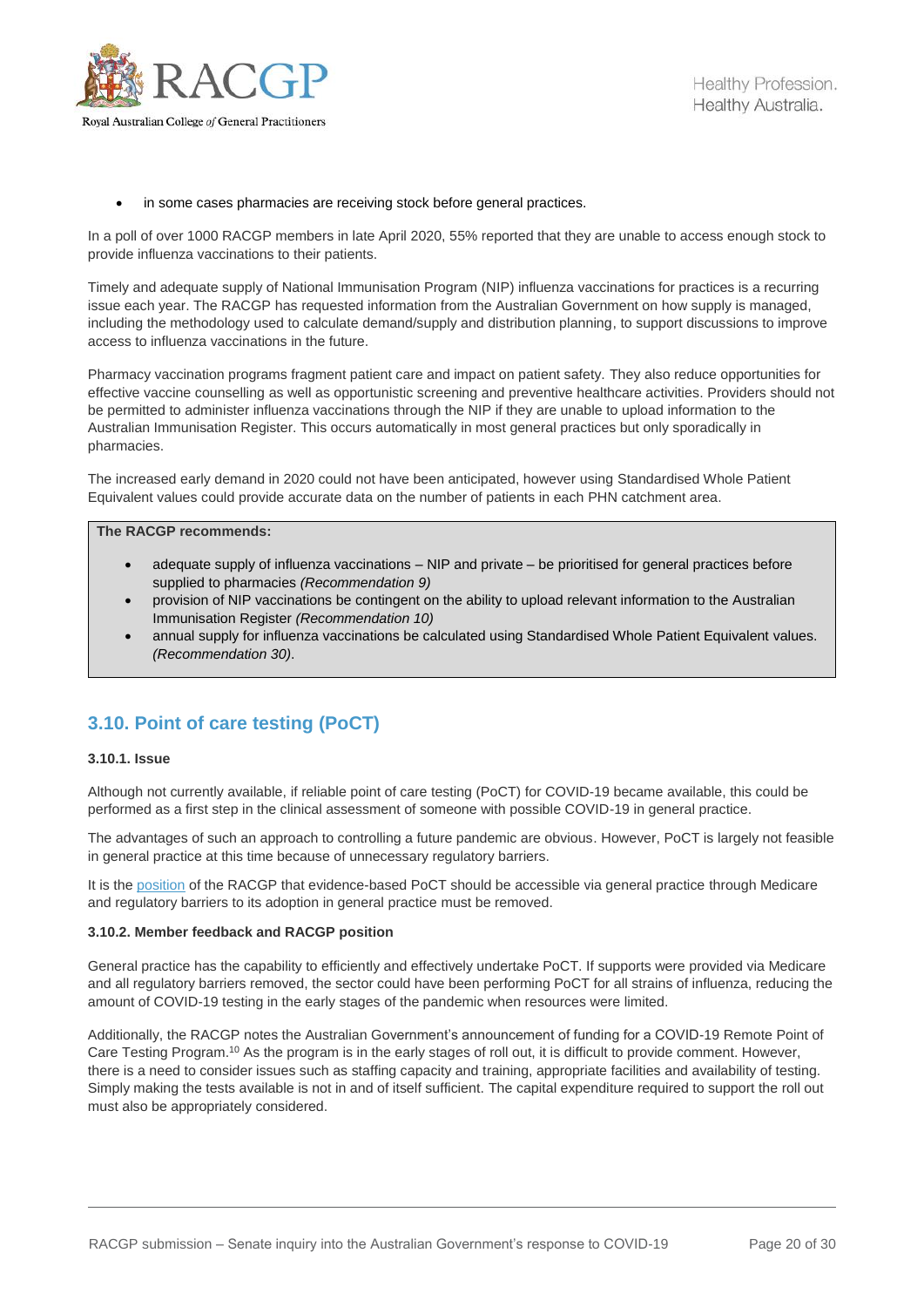- in some cases pharmacies are receiving stock before general practices.

In a poll of over 1000 RACGP members in late April 2020, 55% reported that they are unable to access enough stock to provide influenza vaccinations to their patients.

Timely and adequate supply of National Immunisation Program (NIP) influenza vaccinations for practices is a recurring issue each year. The RACGP has requested information from the Australian Government on how supply is managed, including the methodology used to calculate demand/supply and distribution planning, to support discussions to improve access to influenza vaccinations in the future.

Pharmacy vaccination programs fragment patient care and impact on patient safety. They also reduce opportunities for effective vaccine counselling as well as opportunistic screening and preventive healthcare activities. Providers should not be permitted to administer influenza vaccinations through the NIP if they are unable to upload information to the Australian Immunisation Register. This occurs automatically in most general practices but only sporadically in pharmacies.

The increased early demand in 2020 could not have been anticipated, however using Standardised Whole Patient Equivalent values could provide accurate data on the number of patients in each PHN catchment area.

**The RACGP recommends:**

- adequate supply of influenza vaccinations – NIP and private – be prioritised for general practices before supplied to pharmacies *(Recommendation 9)*
- provision of NIP vaccinations be contingent on the ability to upload relevant information to the Australian Immunisation Register *(Recommendation 10)*
- annual supply for influenza vaccinations be calculated using Standardised Whole Patient Equivalent values. *(Recommendation 30)*.

## 3.10. Point of care testing (PoCT)

### 3.10.1. Issue

Although not currently available, if reliable point of care testing (PoCT) for COVID-19 became available, this could be performed as a first step in the clinical assessment of someone with possible COVID-19 in general practice.

The advantages of such an approach to controlling a future pandemic are obvious. However, PoCT is largely not feasible in general practice at this time because of unnecessary regulatory barriers.

It is the position of the RACGP that evidence-based PoCT should be accessible via general practice through Medicare and regulatory barriers to its adoption in general practice must be removed.

### 3.10.2. Member feedback and RACGP position

General practice has the capability to efficiently and effectively undertake PoCT. If supports were provided via Medicare and all regulatory barriers removed, the sector could have been performing PoCT for all strains of influenza, reducing the amount of COVID-19 testing in the early stages of the pandemic when resources were limited.

Additionally, the RACGP notes the Australian Government's announcement of funding for a COVID-19 Remote Point of Care Testing Program.[10] As the program is in the early stages of roll out, it is difficult to provide comment. However, there is a need to consider issues such as staffing capacity and training, appropriate facilities and availability of testing. Simply making the tests available is not in and of itself sufficient. The capital expenditure required to support the roll out must also be appropriately considered.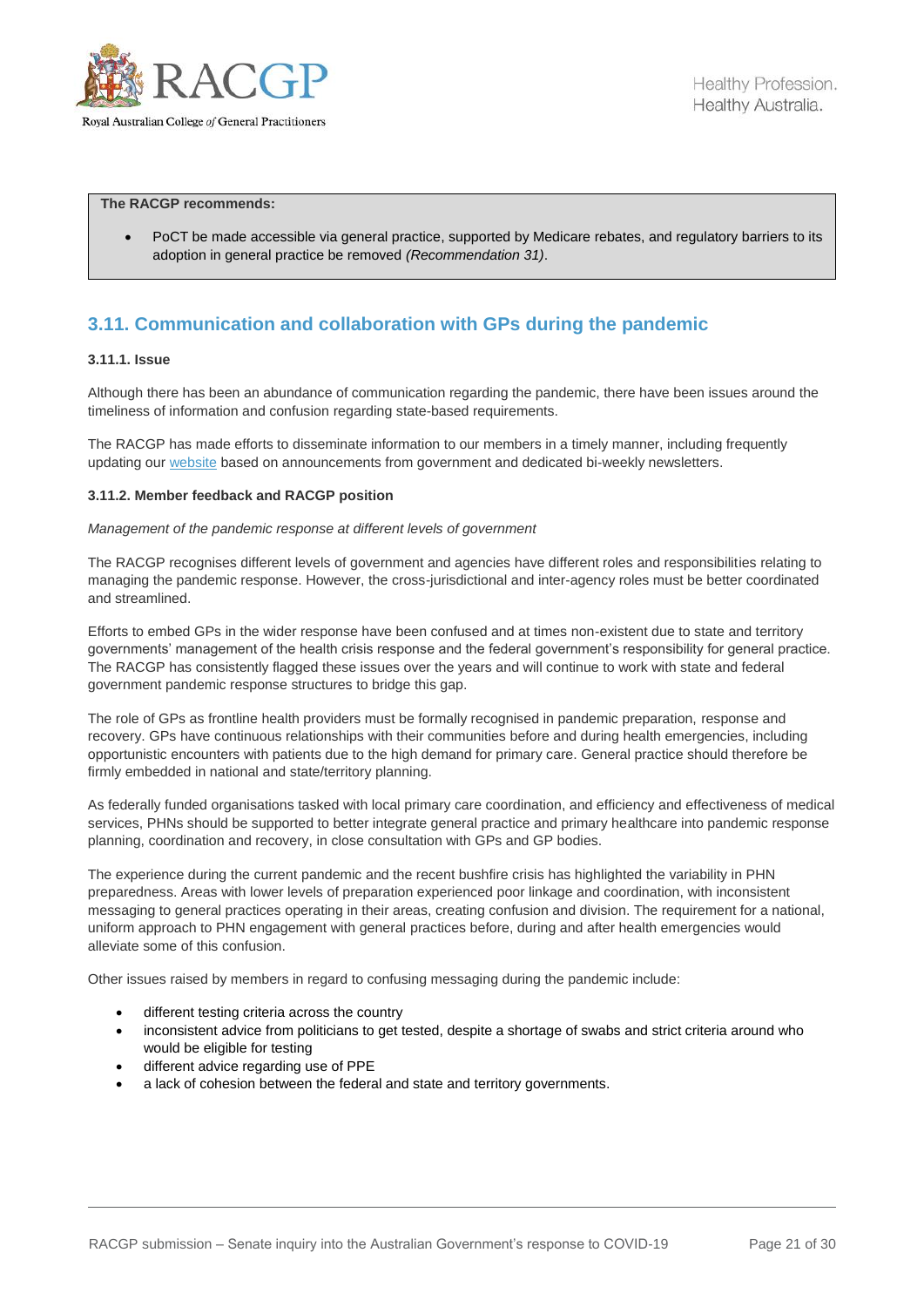**The RACGP recommends:**

- PoCT be made accessible via general practice, supported by Medicare rebates, and regulatory barriers to its adoption in general practice be removed *(Recommendation 31)*.

## 3.11. Communication and collaboration with GPs during the pandemic

#### 3.11.1. Issue

Although there has been an abundance of communication regarding the pandemic, there have been issues around the timeliness of information and confusion regarding state-based requirements.

The RACGP has made efforts to disseminate information to our members in a timely manner, including frequently updating our website based on announcements from government and dedicated bi-weekly newsletters.

#### 3.11.2. Member feedback and RACGP position

*Management of the pandemic response at different levels of government*

The RACGP recognises different levels of government and agencies have different roles and responsibilities relating to managing the pandemic response. However, the cross-jurisdictional and inter-agency roles must be better coordinated and streamlined.

Efforts to embed GPs in the wider response have been confused and at times non-existent due to state and territory governments' management of the health crisis response and the federal government's responsibility for general practice. The RACGP has consistently flagged these issues over the years and will continue to work with state and federal government pandemic response structures to bridge this gap.

The role of GPs as frontline health providers must be formally recognised in pandemic preparation, response and recovery. GPs have continuous relationships with their communities before and during health emergencies, including opportunistic encounters with patients due to the high demand for primary care. General practice should therefore be firmly embedded in national and state/territory planning.

As federally funded organisations tasked with local primary care coordination, and efficiency and effectiveness of medical services, PHNs should be supported to better integrate general practice and primary healthcare into pandemic response planning, coordination and recovery, in close consultation with GPs and GP bodies.

The experience during the current pandemic and the recent bushfire crisis has highlighted the variability in PHN preparedness. Areas with lower levels of preparation experienced poor linkage and coordination, with inconsistent messaging to general practices operating in their areas, creating confusion and division. The requirement for a national, uniform approach to PHN engagement with general practices before, during and after health emergencies would alleviate some of this confusion.

Other issues raised by members in regard to confusing messaging during the pandemic include:

- different testing criteria across the country
- inconsistent advice from politicians to get tested, despite a shortage of swabs and strict criteria around who would be eligible for testing
- different advice regarding use of PPE
- a lack of cohesion between the federal and state and territory governments.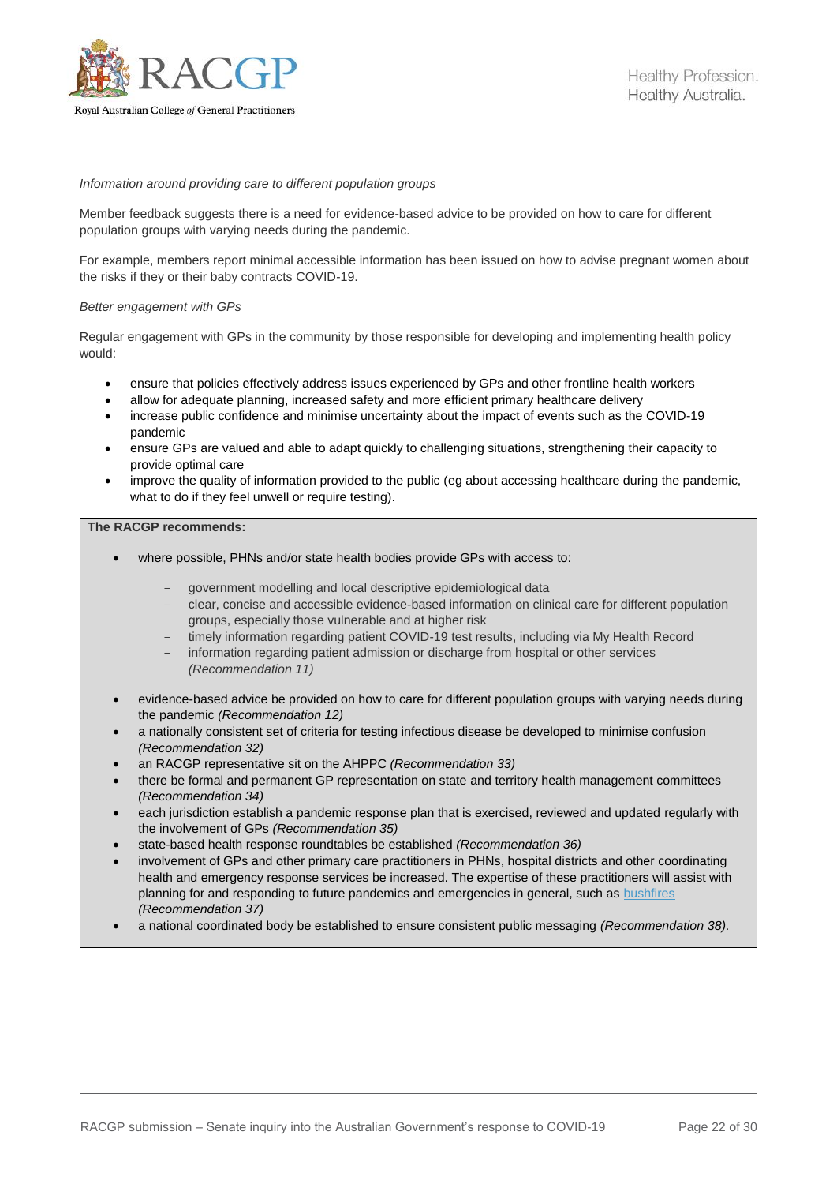*Information around providing care to different population groups*

Member feedback suggests there is a need for evidence-based advice to be provided on how to care for different population groups with varying needs during the pandemic.

For example, members report minimal accessible information has been issued on how to advise pregnant women about the risks if they or their baby contracts COVID-19.

*Better engagement with GPs*

Regular engagement with GPs in the community by those responsible for developing and implementing health policy would:

- ensure that policies effectively address issues experienced by GPs and other frontline health workers
- allow for adequate planning, increased safety and more efficient primary healthcare delivery
- increase public confidence and minimise uncertainty about the impact of events such as the COVID-19 pandemic
- ensure GPs are valued and able to adapt quickly to challenging situations, strengthening their capacity to provide optimal care
- improve the quality of information provided to the public (eg about accessing healthcare during the pandemic, what to do if they feel unwell or require testing).

**The RACGP recommends:**

- where possible, PHNs and/or state health bodies provide GPs with access to:
  - government modelling and local descriptive epidemiological data
  - clear, concise and accessible evidence-based information on clinical care for different population groups, especially those vulnerable and at higher risk
  - timely information regarding patient COVID-19 test results, including via My Health Record
  - information regarding patient admission or discharge from hospital or other services *(Recommendation 11)*
- evidence-based advice be provided on how to care for different population groups with varying needs during the pandemic *(Recommendation 12)*
- a nationally consistent set of criteria for testing infectious disease be developed to minimise confusion *(Recommendation 32)*
- an RACGP representative sit on the AHPPC *(Recommendation 33)*
- there be formal and permanent GP representation on state and territory health management committees *(Recommendation 34)*
- each jurisdiction establish a pandemic response plan that is exercised, reviewed and updated regularly with the involvement of GPs *(Recommendation 35)*
- state-based health response roundtables be established *(Recommendation 36)*
- involvement of GPs and other primary care practitioners in PHNs, hospital districts and other coordinating health and emergency response services be increased. The expertise of these practitioners will assist with planning for and responding to future pandemics and emergencies in general, such as bushfires *(Recommendation 37)*
- a national coordinated body be established to ensure consistent public messaging *(Recommendation 38).*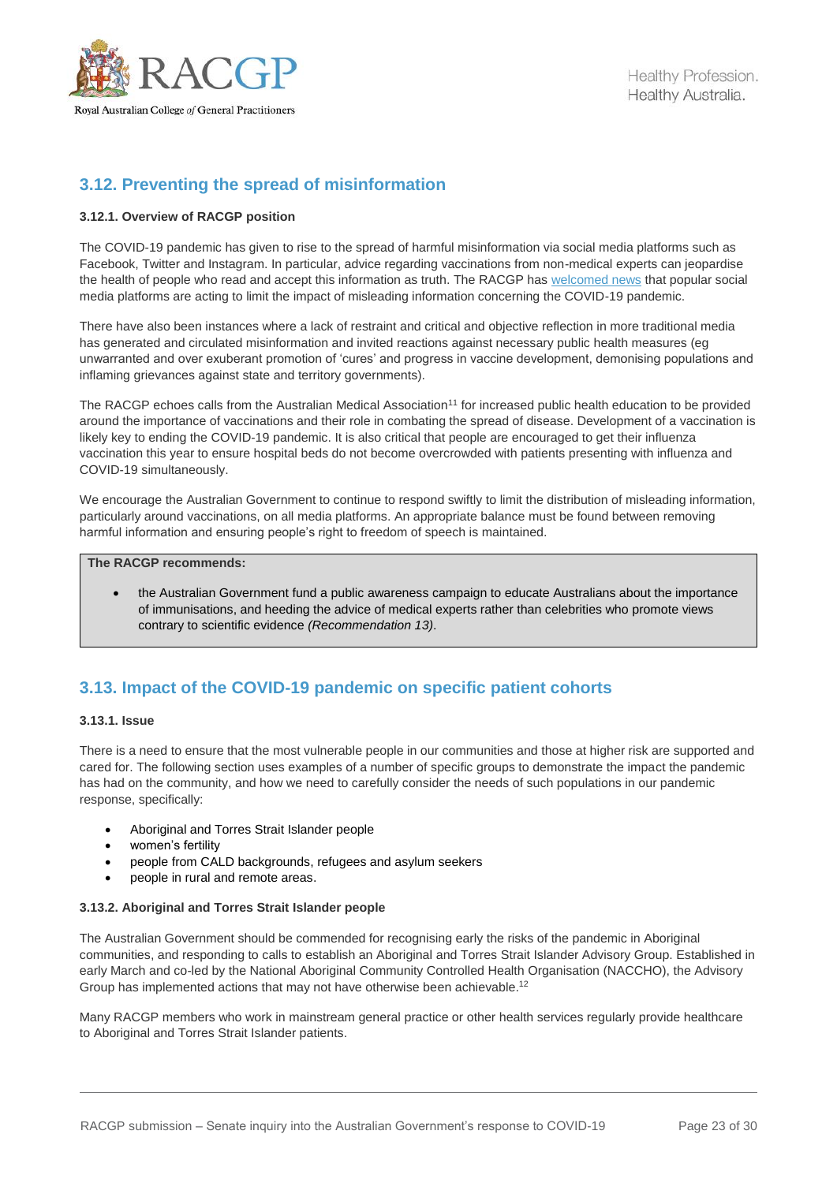## 3.12. Preventing the spread of misinformation

### 3.12.1. Overview of RACGP position

The COVID-19 pandemic has given to rise to the spread of harmful misinformation via social media platforms such as Facebook, Twitter and Instagram. In particular, advice regarding vaccinations from non-medical experts can jeopardise the health of people who read and accept this information as truth. The RACGP has welcomed news that popular social media platforms are acting to limit the impact of misleading information concerning the COVID-19 pandemic.

There have also been instances where a lack of restraint and critical and objective reflection in more traditional media has generated and circulated misinformation and invited reactions against necessary public health measures (eg unwarranted and over exuberant promotion of 'cures' and progress in vaccine development, demonising populations and inflaming grievances against state and territory governments).

The RACGP echoes calls from the Australian Medical Association[11] for increased public health education to be provided around the importance of vaccinations and their role in combating the spread of disease. Development of a vaccination is likely key to ending the COVID-19 pandemic. It is also critical that people are encouraged to get their influenza vaccination this year to ensure hospital beds do not become overcrowded with patients presenting with influenza and COVID-19 simultaneously.

We encourage the Australian Government to continue to respond swiftly to limit the distribution of misleading information, particularly around vaccinations, on all media platforms. An appropriate balance must be found between removing harmful information and ensuring people's right to freedom of speech is maintained.

**The RACGP recommends:**

- the Australian Government fund a public awareness campaign to educate Australians about the importance of immunisations, and heeding the advice of medical experts rather than celebrities who promote views contrary to scientific evidence *(Recommendation 13)*.

## 3.13. Impact of the COVID-19 pandemic on specific patient cohorts

### 3.13.1. Issue

There is a need to ensure that the most vulnerable people in our communities and those at higher risk are supported and cared for. The following section uses examples of a number of specific groups to demonstrate the impact the pandemic has had on the community, and how we need to carefully consider the needs of such populations in our pandemic response, specifically:

- Aboriginal and Torres Strait Islander people
- women's fertility
- people from CALD backgrounds, refugees and asylum seekers
- people in rural and remote areas.

### 3.13.2. Aboriginal and Torres Strait Islander people

The Australian Government should be commended for recognising early the risks of the pandemic in Aboriginal communities, and responding to calls to establish an Aboriginal and Torres Strait Islander Advisory Group. Established in early March and co-led by the National Aboriginal Community Controlled Health Organisation (NACCHO), the Advisory Group has implemented actions that may not have otherwise been achievable.[12]

Many RACGP members who work in mainstream general practice or other health services regularly provide healthcare to Aboriginal and Torres Strait Islander patients.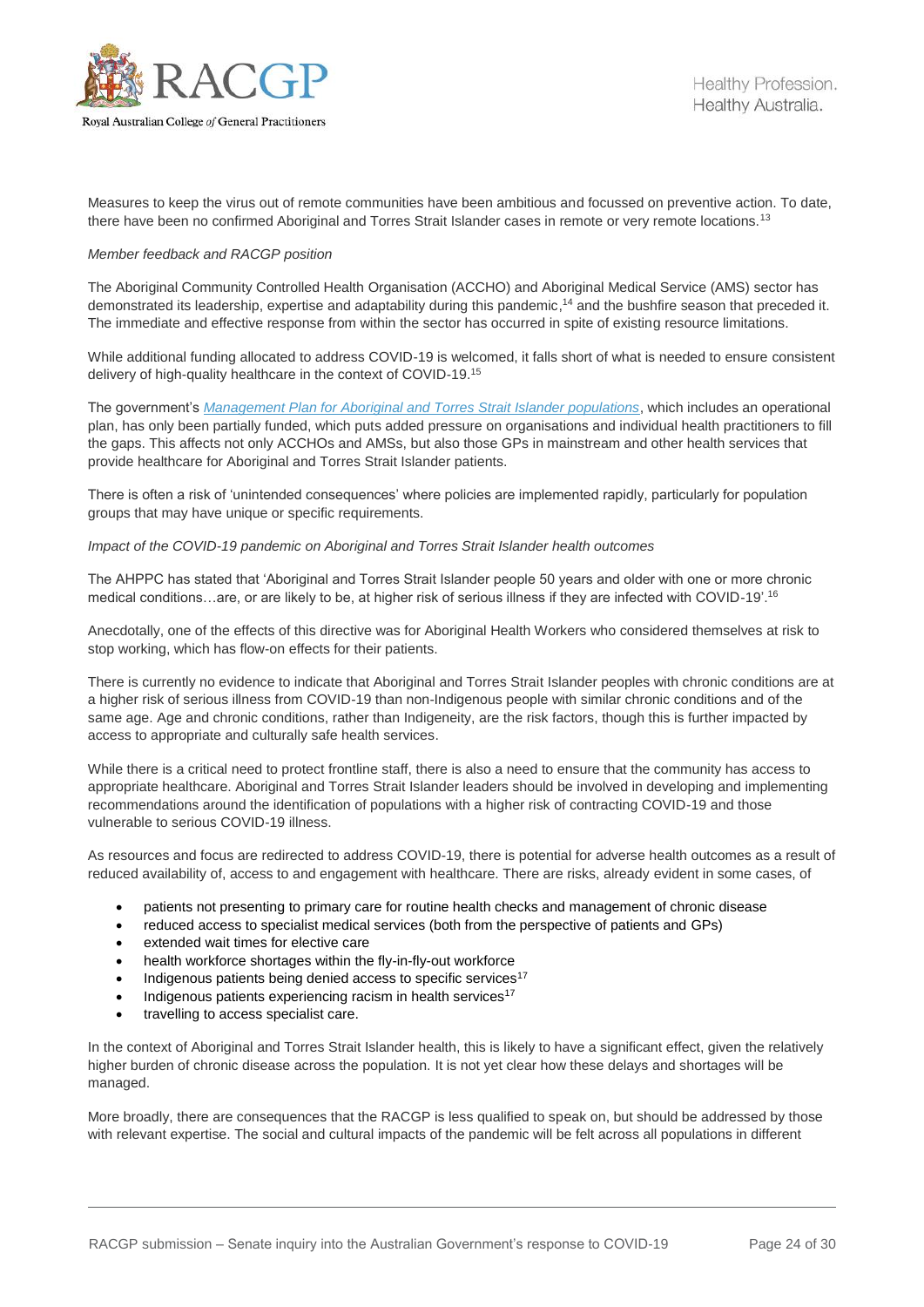Measures to keep the virus out of remote communities have been ambitious and focussed on preventive action. To date, there have been no confirmed Aboriginal and Torres Strait Islander cases in remote or very remote locations.[13]

*Member feedback and RACGP position*

The Aboriginal Community Controlled Health Organisation (ACCHO) and Aboriginal Medical Service (AMS) sector has demonstrated its leadership, expertise and adaptability during this pandemic,[14] and the bushfire season that preceded it. The immediate and effective response from within the sector has occurred in spite of existing resource limitations.

While additional funding allocated to address COVID-19 is welcomed, it falls short of what is needed to ensure consistent delivery of high-quality healthcare in the context of COVID-19.[15]

The government's *Management Plan for Aboriginal and Torres Strait Islander populations*, which includes an operational plan, has only been partially funded, which puts added pressure on organisations and individual health practitioners to fill the gaps. This affects not only ACCHOs and AMSs, but also those GPs in mainstream and other health services that provide healthcare for Aboriginal and Torres Strait Islander patients.

There is often a risk of 'unintended consequences' where policies are implemented rapidly, particularly for population groups that may have unique or specific requirements.

*Impact of the COVID-19 pandemic on Aboriginal and Torres Strait Islander health outcomes*

The AHPPC has stated that 'Aboriginal and Torres Strait Islander people 50 years and older with one or more chronic medical conditions…are, or are likely to be, at higher risk of serious illness if they are infected with COVID-19'.[16]

Anecdotally, one of the effects of this directive was for Aboriginal Health Workers who considered themselves at risk to stop working, which has flow-on effects for their patients.

There is currently no evidence to indicate that Aboriginal and Torres Strait Islander peoples with chronic conditions are at a higher risk of serious illness from COVID-19 than non-Indigenous people with similar chronic conditions and of the same age. Age and chronic conditions, rather than Indigeneity, are the risk factors, though this is further impacted by access to appropriate and culturally safe health services.

While there is a critical need to protect frontline staff, there is also a need to ensure that the community has access to appropriate healthcare. Aboriginal and Torres Strait Islander leaders should be involved in developing and implementing recommendations around the identification of populations with a higher risk of contracting COVID-19 and those vulnerable to serious COVID-19 illness.

As resources and focus are redirected to address COVID-19, there is potential for adverse health outcomes as a result of reduced availability of, access to and engagement with healthcare. There are risks, already evident in some cases, of

- patients not presenting to primary care for routine health checks and management of chronic disease
- reduced access to specialist medical services (both from the perspective of patients and GPs)
- extended wait times for elective care
- health workforce shortages within the fly-in-fly-out workforce
- Indigenous patients being denied access to specific services[17]
- Indigenous patients experiencing racism in health services[17]
- travelling to access specialist care.

In the context of Aboriginal and Torres Strait Islander health, this is likely to have a significant effect, given the relatively higher burden of chronic disease across the population. It is not yet clear how these delays and shortages will be managed.

More broadly, there are consequences that the RACGP is less qualified to speak on, but should be addressed by those with relevant expertise. The social and cultural impacts of the pandemic will be felt across all populations in different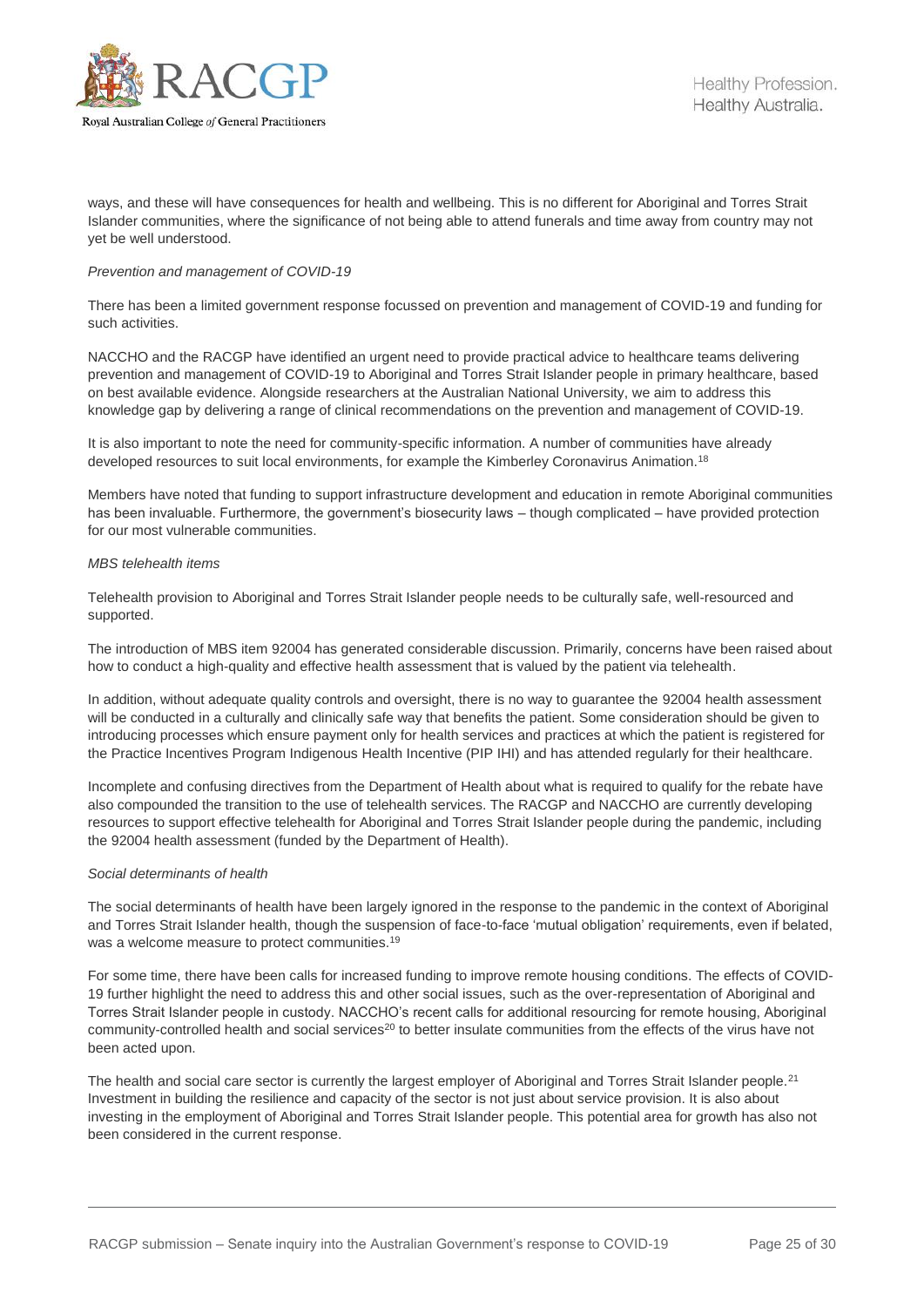ways, and these will have consequences for health and wellbeing. This is no different for Aboriginal and Torres Strait Islander communities, where the significance of not being able to attend funerals and time away from country may not yet be well understood.

*Prevention and management of COVID-19*

There has been a limited government response focussed on prevention and management of COVID-19 and funding for such activities.

NACCHO and the RACGP have identified an urgent need to provide practical advice to healthcare teams delivering prevention and management of COVID-19 to Aboriginal and Torres Strait Islander people in primary healthcare, based on best available evidence. Alongside researchers at the Australian National University, we aim to address this knowledge gap by delivering a range of clinical recommendations on the prevention and management of COVID-19.

It is also important to note the need for community-specific information. A number of communities have already developed resources to suit local environments, for example the Kimberley Coronavirus Animation.[18]

Members have noted that funding to support infrastructure development and education in remote Aboriginal communities has been invaluable. Furthermore, the government's biosecurity laws – though complicated – have provided protection for our most vulnerable communities.

*MBS telehealth items*

Telehealth provision to Aboriginal and Torres Strait Islander people needs to be culturally safe, well-resourced and supported.

The introduction of MBS item 92004 has generated considerable discussion. Primarily, concerns have been raised about how to conduct a high-quality and effective health assessment that is valued by the patient via telehealth.

In addition, without adequate quality controls and oversight, there is no way to guarantee the 92004 health assessment will be conducted in a culturally and clinically safe way that benefits the patient. Some consideration should be given to introducing processes which ensure payment only for health services and practices at which the patient is registered for the Practice Incentives Program Indigenous Health Incentive (PIP IHI) and has attended regularly for their healthcare.

Incomplete and confusing directives from the Department of Health about what is required to qualify for the rebate have also compounded the transition to the use of telehealth services. The RACGP and NACCHO are currently developing resources to support effective telehealth for Aboriginal and Torres Strait Islander people during the pandemic, including the 92004 health assessment (funded by the Department of Health).

*Social determinants of health*

The social determinants of health have been largely ignored in the response to the pandemic in the context of Aboriginal and Torres Strait Islander health, though the suspension of face-to-face 'mutual obligation' requirements, even if belated, was a welcome measure to protect communities.[19]

For some time, there have been calls for increased funding to improve remote housing conditions. The effects of COVID-19 further highlight the need to address this and other social issues, such as the over-representation of Aboriginal and Torres Strait Islander people in custody. NACCHO's recent calls for additional resourcing for remote housing, Aboriginal community-controlled health and social services[20] to better insulate communities from the effects of the virus have not been acted upon.

The health and social care sector is currently the largest employer of Aboriginal and Torres Strait Islander people.[21] Investment in building the resilience and capacity of the sector is not just about service provision. It is also about investing in the employment of Aboriginal and Torres Strait Islander people. This potential area for growth has also not been considered in the current response.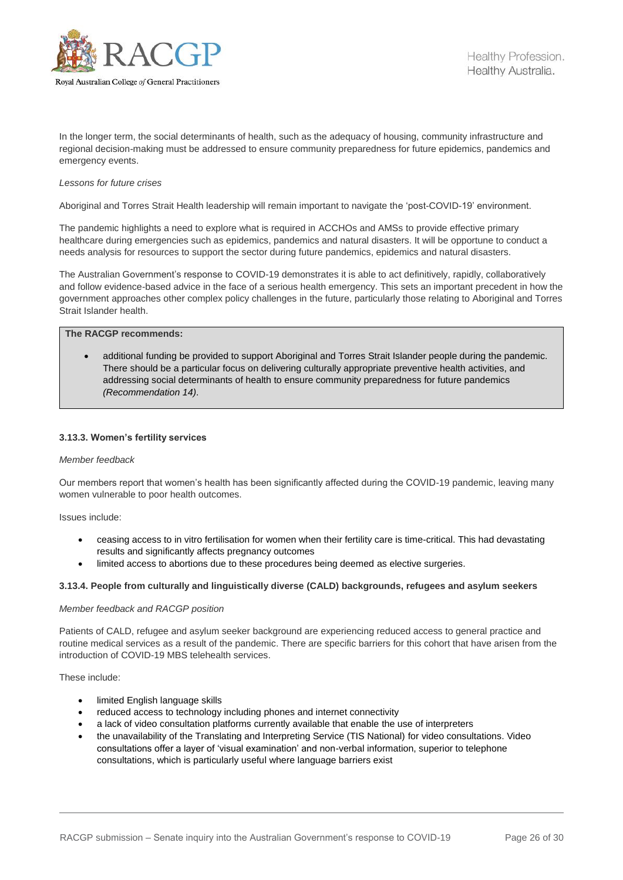In the longer term, the social determinants of health, such as the adequacy of housing, community infrastructure and regional decision-making must be addressed to ensure community preparedness for future epidemics, pandemics and emergency events.

*Lessons for future crises*

Aboriginal and Torres Strait Health leadership will remain important to navigate the 'post-COVID-19' environment.

The pandemic highlights a need to explore what is required in ACCHOs and AMSs to provide effective primary healthcare during emergencies such as epidemics, pandemics and natural disasters. It will be opportune to conduct a needs analysis for resources to support the sector during future pandemics, epidemics and natural disasters.

The Australian Government's response to COVID-19 demonstrates it is able to act definitively, rapidly, collaboratively and follow evidence-based advice in the face of a serious health emergency. This sets an important precedent in how the government approaches other complex policy challenges in the future, particularly those relating to Aboriginal and Torres Strait Islander health.

**The RACGP recommends:**

- additional funding be provided to support Aboriginal and Torres Strait Islander people during the pandemic. There should be a particular focus on delivering culturally appropriate preventive health activities, and addressing social determinants of health to ensure community preparedness for future pandemics *(Recommendation 14)*.

#### 3.13.3. Women's fertility services

*Member feedback*

Our members report that women's health has been significantly affected during the COVID-19 pandemic, leaving many women vulnerable to poor health outcomes.

Issues include:

- ceasing access to in vitro fertilisation for women when their fertility care is time-critical. This had devastating results and significantly affects pregnancy outcomes
- limited access to abortions due to these procedures being deemed as elective surgeries.

#### 3.13.4. People from culturally and linguistically diverse (CALD) backgrounds, refugees and asylum seekers

*Member feedback and RACGP position*

Patients of CALD, refugee and asylum seeker background are experiencing reduced access to general practice and routine medical services as a result of the pandemic. There are specific barriers for this cohort that have arisen from the introduction of COVID-19 MBS telehealth services.

These include:

- limited English language skills
- reduced access to technology including phones and internet connectivity
- a lack of video consultation platforms currently available that enable the use of interpreters
- the unavailability of the Translating and Interpreting Service (TIS National) for video consultations. Video consultations offer a layer of 'visual examination' and non-verbal information, superior to telephone consultations, which is particularly useful where language barriers exist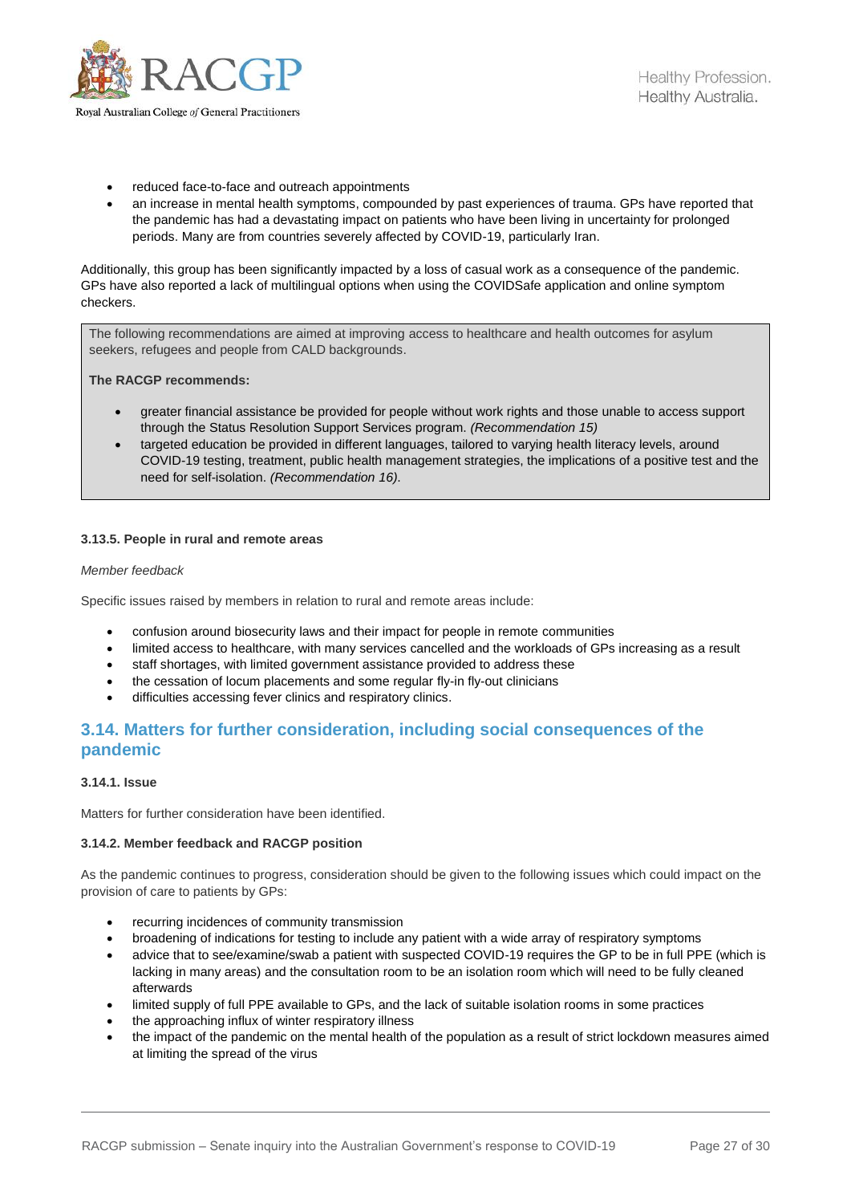- reduced face-to-face and outreach appointments
- an increase in mental health symptoms, compounded by past experiences of trauma. GPs have reported that the pandemic has had a devastating impact on patients who have been living in uncertainty for prolonged periods. Many are from countries severely affected by COVID-19, particularly Iran.

Additionally, this group has been significantly impacted by a loss of casual work as a consequence of the pandemic. GPs have also reported a lack of multilingual options when using the COVIDSafe application and online symptom checkers.

> The following recommendations are aimed at improving access to healthcare and health outcomes for asylum seekers, refugees and people from CALD backgrounds.
>
> **The RACGP recommends:**
>
> - greater financial assistance be provided for people without work rights and those unable to access support through the Status Resolution Support Services program. *(Recommendation 15)*
> - targeted education be provided in different languages, tailored to varying health literacy levels, around COVID-19 testing, treatment, public health management strategies, the implications of a positive test and the need for self-isolation. *(Recommendation 16).*

#### 3.13.5. People in rural and remote areas

*Member feedback*

Specific issues raised by members in relation to rural and remote areas include:

- confusion around biosecurity laws and their impact for people in remote communities
- limited access to healthcare, with many services cancelled and the workloads of GPs increasing as a result
- staff shortages, with limited government assistance provided to address these
- the cessation of locum placements and some regular fly-in fly-out clinicians
- difficulties accessing fever clinics and respiratory clinics.

## 3.14. Matters for further consideration, including social consequences of the pandemic

#### 3.14.1. Issue

Matters for further consideration have been identified.

#### 3.14.2. Member feedback and RACGP position

As the pandemic continues to progress, consideration should be given to the following issues which could impact on the provision of care to patients by GPs:

- recurring incidences of community transmission
- broadening of indications for testing to include any patient with a wide array of respiratory symptoms
- advice that to see/examine/swab a patient with suspected COVID-19 requires the GP to be in full PPE (which is lacking in many areas) and the consultation room to be an isolation room which will need to be fully cleaned afterwards
- limited supply of full PPE available to GPs, and the lack of suitable isolation rooms in some practices
- the approaching influx of winter respiratory illness
- the impact of the pandemic on the mental health of the population as a result of strict lockdown measures aimed at limiting the spread of the virus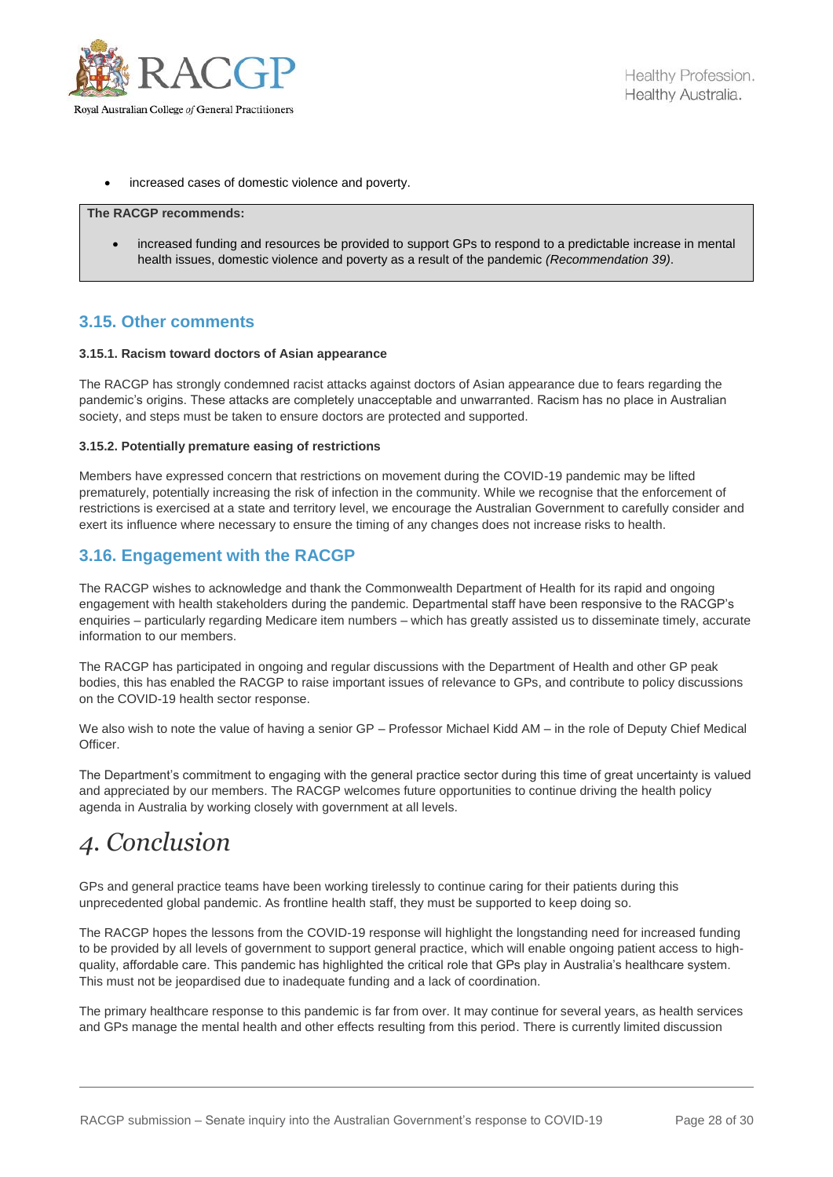- increased cases of domestic violence and poverty.

**The RACGP recommends:**

- increased funding and resources be provided to support GPs to respond to a predictable increase in mental health issues, domestic violence and poverty as a result of the pandemic *(Recommendation 39)*.

## 3.15. Other comments

#### 3.15.1. Racism toward doctors of Asian appearance

The RACGP has strongly condemned racist attacks against doctors of Asian appearance due to fears regarding the pandemic's origins. These attacks are completely unacceptable and unwarranted. Racism has no place in Australian society, and steps must be taken to ensure doctors are protected and supported.

#### 3.15.2. Potentially premature easing of restrictions

Members have expressed concern that restrictions on movement during the COVID-19 pandemic may be lifted prematurely, potentially increasing the risk of infection in the community. While we recognise that the enforcement of restrictions is exercised at a state and territory level, we encourage the Australian Government to carefully consider and exert its influence where necessary to ensure the timing of any changes does not increase risks to health.

## 3.16. Engagement with the RACGP

The RACGP wishes to acknowledge and thank the Commonwealth Department of Health for its rapid and ongoing engagement with health stakeholders during the pandemic. Departmental staff have been responsive to the RACGP's enquiries – particularly regarding Medicare item numbers – which has greatly assisted us to disseminate timely, accurate information to our members.

The RACGP has participated in ongoing and regular discussions with the Department of Health and other GP peak bodies, this has enabled the RACGP to raise important issues of relevance to GPs, and contribute to policy discussions on the COVID-19 health sector response.

We also wish to note the value of having a senior GP – Professor Michael Kidd AM – in the role of Deputy Chief Medical Officer.

The Department's commitment to engaging with the general practice sector during this time of great uncertainty is valued and appreciated by our members. The RACGP welcomes future opportunities to continue driving the health policy agenda in Australia by working closely with government at all levels.

# 4. Conclusion

GPs and general practice teams have been working tirelessly to continue caring for their patients during this unprecedented global pandemic. As frontline health staff, they must be supported to keep doing so.

The RACGP hopes the lessons from the COVID-19 response will highlight the longstanding need for increased funding to be provided by all levels of government to support general practice, which will enable ongoing patient access to high-quality, affordable care. This pandemic has highlighted the critical role that GPs play in Australia's healthcare system. This must not be jeopardised due to inadequate funding and a lack of coordination.

The primary healthcare response to this pandemic is far from over. It may continue for several years, as health services and GPs manage the mental health and other effects resulting from this period. There is currently limited discussion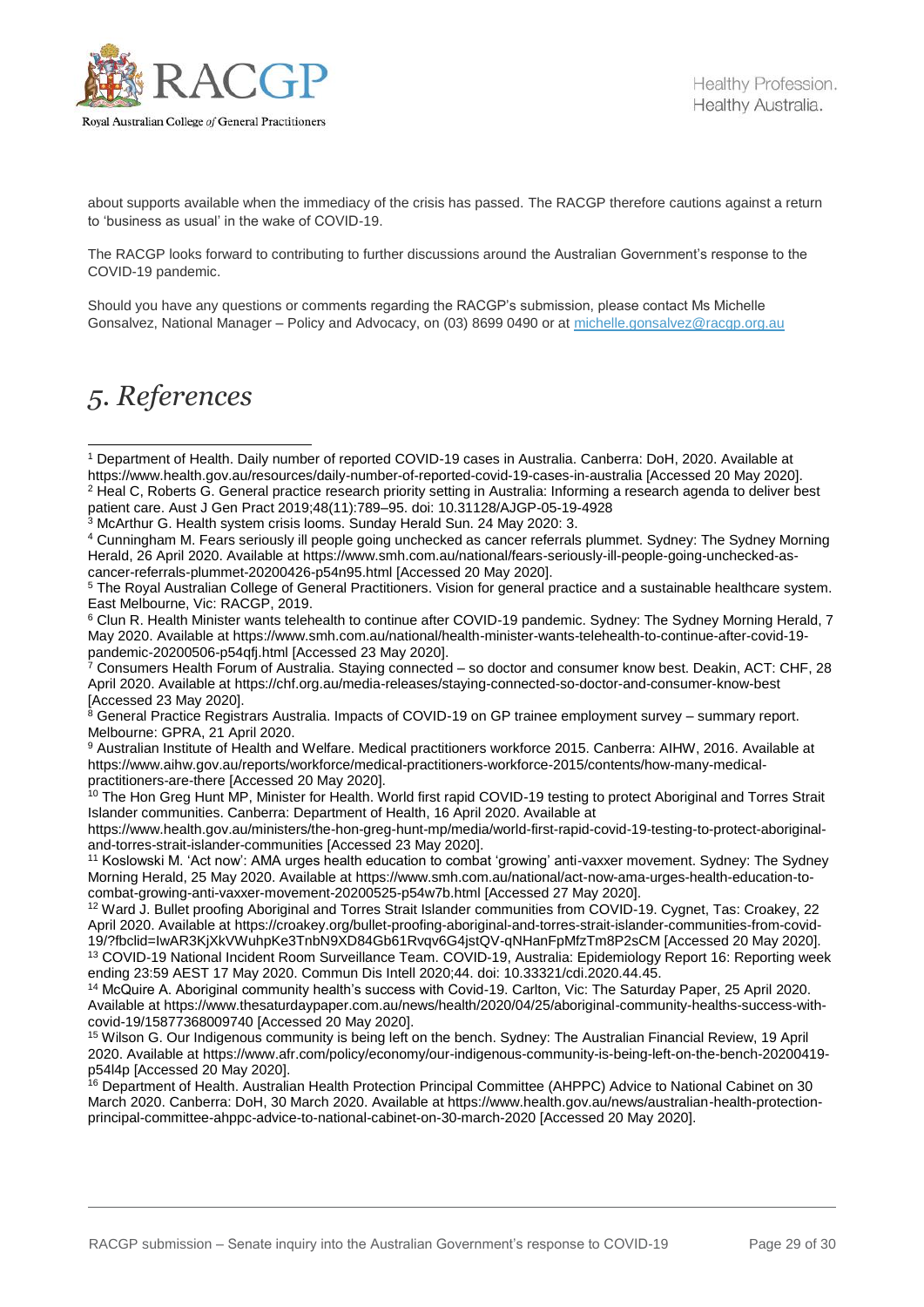about supports available when the immediacy of the crisis has passed. The RACGP therefore cautions against a return to 'business as usual' in the wake of COVID-19.

The RACGP looks forward to contributing to further discussions around the Australian Government's response to the COVID-19 pandemic.

Should you have any questions or comments regarding the RACGP's submission, please contact Ms Michelle Gonsalvez, National Manager – Policy and Advocacy, on (03) 8699 0490 or at michelle.gonsalvez@racgp.org.au

# *5. References*

[1] Department of Health. Daily number of reported COVID-19 cases in Australia. Canberra: DoH, 2020. Available at https://www.health.gov.au/resources/daily-number-of-reported-covid-19-cases-in-australia [Accessed 20 May 2020].

[2] Heal C, Roberts G. General practice research priority setting in Australia: Informing a research agenda to deliver best patient care. Aust J Gen Pract 2019;48(11):789–95. doi: 10.31128/AJGP-05-19-4928

[3] McArthur G. Health system crisis looms. Sunday Herald Sun. 24 May 2020: 3.

[4] Cunningham M. Fears seriously ill people going unchecked as cancer referrals plummet. Sydney: The Sydney Morning Herald, 26 April 2020. Available at https://www.smh.com.au/national/fears-seriously-ill-people-going-unchecked-as-cancer-referrals-plummet-20200426-p54n95.html [Accessed 20 May 2020].

[5] The Royal Australian College of General Practitioners. Vision for general practice and a sustainable healthcare system. East Melbourne, Vic: RACGP, 2019.

[6] Clun R. Health Minister wants telehealth to continue after COVID-19 pandemic. Sydney: The Sydney Morning Herald, 7 May 2020. Available at https://www.smh.com.au/national/health-minister-wants-telehealth-to-continue-after-covid-19-pandemic-20200506-p54qfj.html [Accessed 23 May 2020].

[7] Consumers Health Forum of Australia. Staying connected – so doctor and consumer know best. Deakin, ACT: CHF, 28 April 2020. Available at https://chf.org.au/media-releases/staying-connected-so-doctor-and-consumer-know-best [Accessed 23 May 2020].

[8] General Practice Registrars Australia. Impacts of COVID-19 on GP trainee employment survey – summary report. Melbourne: GPRA, 21 April 2020.

[9] Australian Institute of Health and Welfare. Medical practitioners workforce 2015. Canberra: AIHW, 2016. Available at https://www.aihw.gov.au/reports/workforce/medical-practitioners-workforce-2015/contents/how-many-medical-practitioners-are-there [Accessed 20 May 2020].

[10] The Hon Greg Hunt MP, Minister for Health. World first rapid COVID-19 testing to protect Aboriginal and Torres Strait Islander communities. Canberra: Department of Health, 16 April 2020. Available at https://www.health.gov.au/ministers/the-hon-greg-hunt-mp/media/world-first-rapid-covid-19-testing-to-protect-aboriginal-and-torres-strait-islander-communities [Accessed 23 May 2020].

[11] Koslowski M. 'Act now': AMA urges health education to combat 'growing' anti-vaxxer movement. Sydney: The Sydney Morning Herald, 25 May 2020. Available at https://www.smh.com.au/national/act-now-ama-urges-health-education-to-combat-growing-anti-vaxxer-movement-20200525-p54w7b.html [Accessed 27 May 2020].

[12] Ward J. Bullet proofing Aboriginal and Torres Strait Islander communities from COVID-19. Cygnet, Tas: Croakey, 22 April 2020. Available at https://croakey.org/bullet-proofing-aboriginal-and-torres-strait-islander-communities-from-covid-19/?fbclid=IwAR3KjXkVWuhpKe3TnbN9XD84Gb61Rvqv6G4jstQV-qNHanFpMfzTm8P2sCM [Accessed 20 May 2020].

[13] COVID-19 National Incident Room Surveillance Team. COVID-19, Australia: Epidemiology Report 16: Reporting week ending 23:59 AEST 17 May 2020. Commun Dis Intell 2020;44. doi: 10.33321/cdi.2020.44.45.

[14] McQuire A. Aboriginal community health's success with Covid-19. Carlton, Vic: The Saturday Paper, 25 April 2020. Available at https://www.thesaturdaypaper.com.au/news/health/2020/04/25/aboriginal-community-healths-success-with-covid-19/15877368009740 [Accessed 20 May 2020].

[15] Wilson G. Our Indigenous community is being left on the bench. Sydney: The Australian Financial Review, 19 April 2020. Available at https://www.afr.com/policy/economy/our-indigenous-community-is-being-left-on-the-bench-20200419-p54l4p [Accessed 20 May 2020].

[16] Department of Health. Australian Health Protection Principal Committee (AHPPC) Advice to National Cabinet on 30 March 2020. Canberra: DoH, 30 March 2020. Available at https://www.health.gov.au/news/australian-health-protection-principal-committee-ahppc-advice-to-national-cabinet-on-30-march-2020 [Accessed 20 May 2020].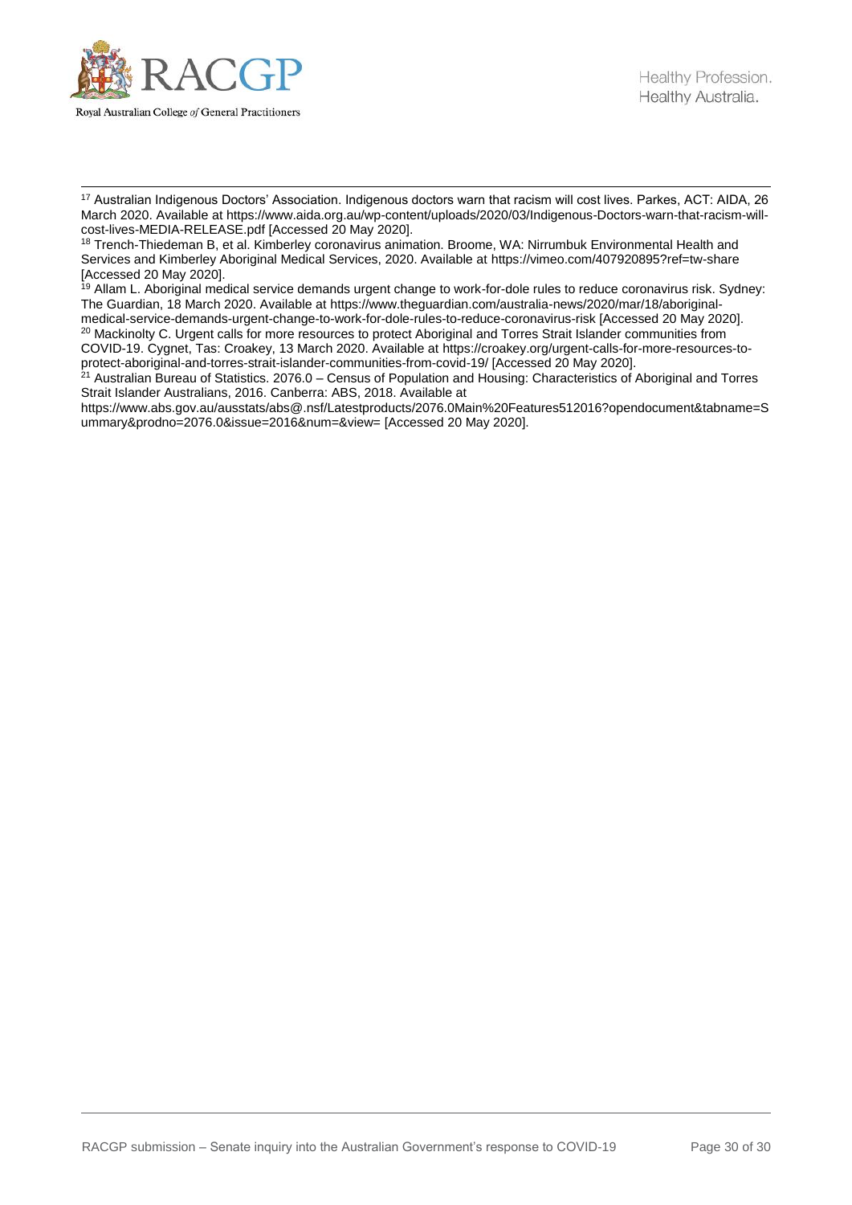[17] Australian Indigenous Doctors' Association. Indigenous doctors warn that racism will cost lives. Parkes, ACT: AIDA, 26 March 2020. Available at https://www.aida.org.au/wp-content/uploads/2020/03/Indigenous-Doctors-warn-that-racism-will-cost-lives-MEDIA-RELEASE.pdf [Accessed 20 May 2020].

[18] Trench-Thiedeman B, et al. Kimberley coronavirus animation. Broome, WA: Nirrumbuk Environmental Health and Services and Kimberley Aboriginal Medical Services, 2020. Available at https://vimeo.com/407920895?ref=tw-share [Accessed 20 May 2020].

[19] Allam L. Aboriginal medical service demands urgent change to work-for-dole rules to reduce coronavirus risk. Sydney: The Guardian, 18 March 2020. Available at https://www.theguardian.com/australia-news/2020/mar/18/aboriginal-medical-service-demands-urgent-change-to-work-for-dole-rules-to-reduce-coronavirus-risk [Accessed 20 May 2020].

[20] Mackinolty C. Urgent calls for more resources to protect Aboriginal and Torres Strait Islander communities from COVID-19. Cygnet, Tas: Croakey, 13 March 2020. Available at https://croakey.org/urgent-calls-for-more-resources-to-protect-aboriginal-and-torres-strait-islander-communities-from-covid-19/ [Accessed 20 May 2020].

[21] Australian Bureau of Statistics. 2076.0 – Census of Population and Housing: Characteristics of Aboriginal and Torres Strait Islander Australians, 2016. Canberra: ABS, 2018. Available at https://www.abs.gov.au/ausstats/abs@.nsf/Latestproducts/2076.0Main%20Features512016?opendocument&tabname=Summary&prodno=2076.0&issue=2016&num=&view= [Accessed 20 May 2020].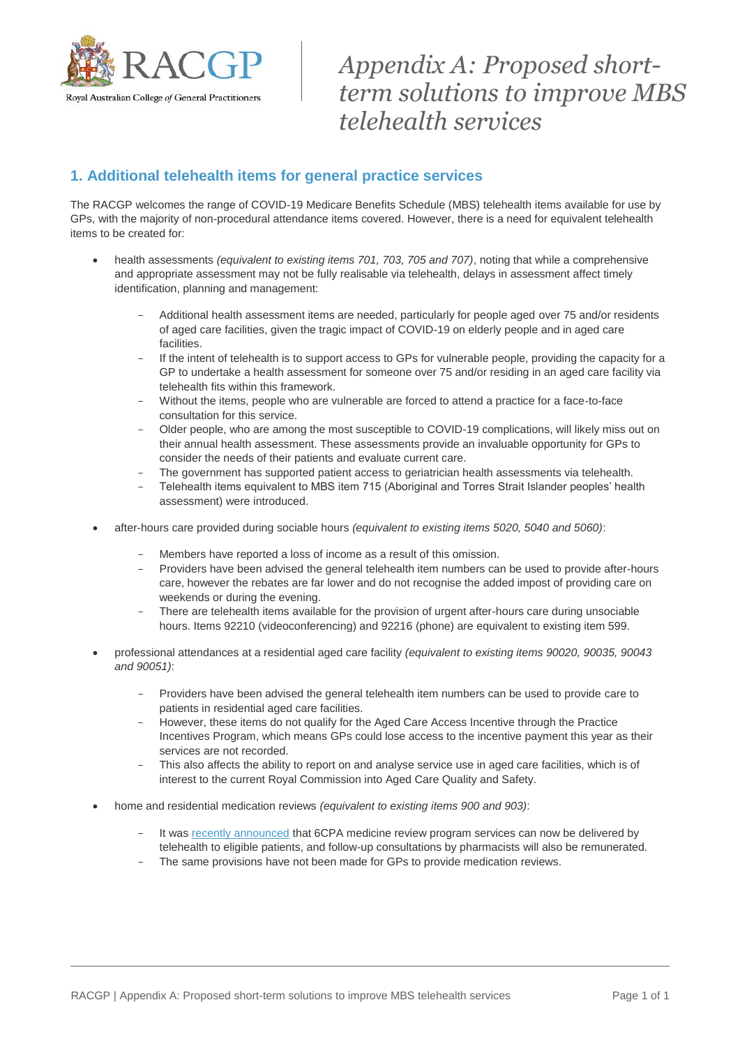# Appendix A: Proposed short-term solutions to improve MBS telehealth services

## 1. Additional telehealth items for general practice services

The RACGP welcomes the range of COVID-19 Medicare Benefits Schedule (MBS) telehealth items available for use by GPs, with the majority of non-procedural attendance items covered. However, there is a need for equivalent telehealth items to be created for:

- health assessments *(equivalent to existing items 701, 703, 705 and 707)*, noting that while a comprehensive and appropriate assessment may not be fully realisable via telehealth, delays in assessment affect timely identification, planning and management:
  - Additional health assessment items are needed, particularly for people aged over 75 and/or residents of aged care facilities, given the tragic impact of COVID-19 on elderly people and in aged care facilities.
  - If the intent of telehealth is to support access to GPs for vulnerable people, providing the capacity for a GP to undertake a health assessment for someone over 75 and/or residing in an aged care facility via telehealth fits within this framework.
  - Without the items, people who are vulnerable are forced to attend a practice for a face-to-face consultation for this service.
  - Older people, who are among the most susceptible to COVID-19 complications, will likely miss out on their annual health assessment. These assessments provide an invaluable opportunity for GPs to consider the needs of their patients and evaluate current care.
  - The government has supported patient access to geriatrician health assessments via telehealth.
  - Telehealth items equivalent to MBS item 715 (Aboriginal and Torres Strait Islander peoples' health assessment) were introduced.
- after-hours care provided during sociable hours *(equivalent to existing items 5020, 5040 and 5060)*:
  - Members have reported a loss of income as a result of this omission.
  - Providers have been advised the general telehealth item numbers can be used to provide after-hours care, however the rebates are far lower and do not recognise the added impost of providing care on weekends or during the evening.
  - There are telehealth items available for the provision of urgent after-hours care during unsociable hours. Items 92210 (videoconferencing) and 92216 (phone) are equivalent to existing item 599.
- professional attendances at a residential aged care facility *(equivalent to existing items 90020, 90035, 90043 and 90051)*:
  - Providers have been advised the general telehealth item numbers can be used to provide care to patients in residential aged care facilities.
  - However, these items do not qualify for the Aged Care Access Incentive through the Practice Incentives Program, which means GPs could lose access to the incentive payment this year as their services are not recorded.
  - This also affects the ability to report on and analyse service use in aged care facilities, which is of interest to the current Royal Commission into Aged Care Quality and Safety.
- home and residential medication reviews *(equivalent to existing items 900 and 903)*:
  - It was recently announced that 6CPA medicine review program services can now be delivered by telehealth to eligible patients, and follow-up consultations by pharmacists will also be remunerated.
  - The same provisions have not been made for GPs to provide medication reviews.